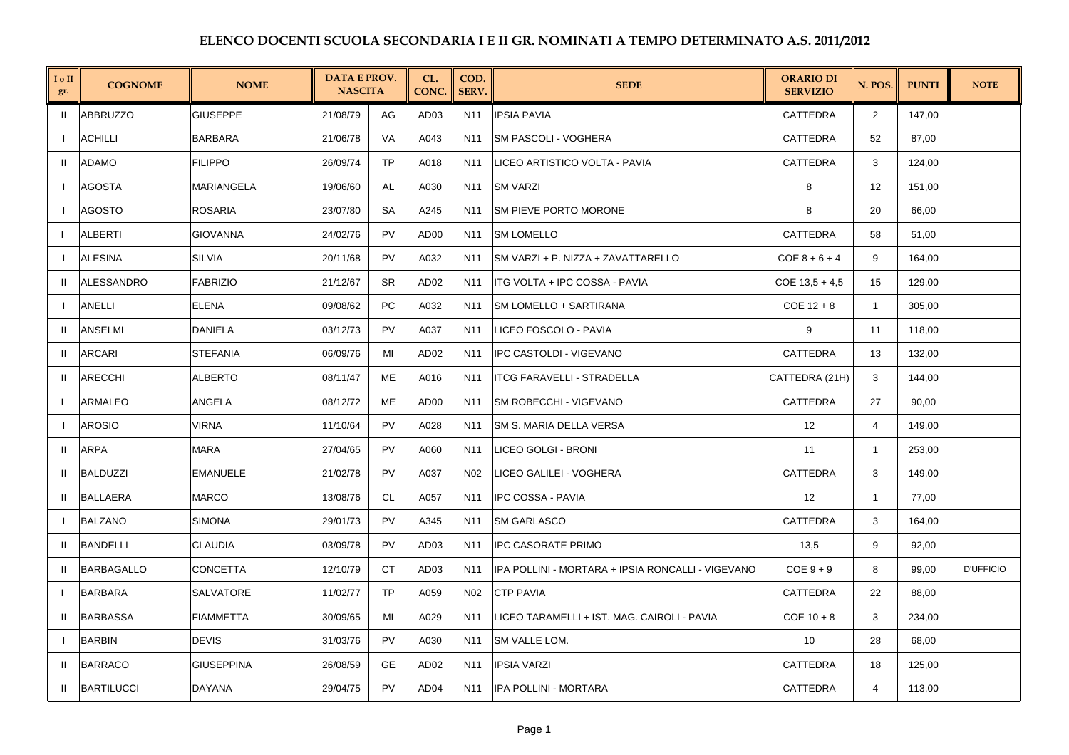# ELENCO DOCENTI SCUOLA SECONDARIA I E II GR. NOMINATI A TEMPO DETERMINATO A.S. 2011/2012

| I o II gr. | COGNOME | NOME | DATA E PROV. NASCITA | | CL. CONC. | COD. SERV. | SEDE | ORARIO DI SERVIZIO | N. POS. | PUNTI | NOTE |
|---|---|---|---|---|---|---|---|---|---|---|---|
| II | ABBRUZZO | GIUSEPPE | 21/08/79 | AG | AD03 | N11 | IPSIA PAVIA | CATTEDRA | 2 | 147,00 | |
| I | ACHILLI | BARBARA | 21/06/78 | VA | A043 | N11 | SM PASCOLI - VOGHERA | CATTEDRA | 52 | 87,00 | |
| II | ADAMO | FILIPPO | 26/09/74 | TP | A018 | N11 | LICEO ARTISTICO VOLTA - PAVIA | CATTEDRA | 3 | 124,00 | |
| I | AGOSTA | MARIANGELA | 19/06/60 | AL | A030 | N11 | SM VARZI | 8 | 12 | 151,00 | |
| I | AGOSTO | ROSARIA | 23/07/80 | SA | A245 | N11 | SM PIEVE PORTO MORONE | 8 | 20 | 66,00 | |
| I | ALBERTI | GIOVANNA | 24/02/76 | PV | AD00 | N11 | SM LOMELLO | CATTEDRA | 58 | 51,00 | |
| I | ALESINA | SILVIA | 20/11/68 | PV | A032 | N11 | SM VARZI + P. NIZZA + ZAVATTARELLO | COE 8 + 6 + 4 | 9 | 164,00 | |
| II | ALESSANDRO | FABRIZIO | 21/12/67 | SR | AD02 | N11 | ITG VOLTA + IPC COSSA - PAVIA | COE 13,5 + 4,5 | 15 | 129,00 | |
| I | ANELLI | ELENA | 09/08/62 | PC | A032 | N11 | SM LOMELLO + SARTIRANA | COE 12 + 8 | 1 | 305,00 | |
| II | ANSELMI | DANIELA | 03/12/73 | PV | A037 | N11 | LICEO FOSCOLO - PAVIA | 9 | 11 | 118,00 | |
| II | ARCARI | STEFANIA | 06/09/76 | MI | AD02 | N11 | IPC CASTOLDI - VIGEVANO | CATTEDRA | 13 | 132,00 | |
| II | ARECCHI | ALBERTO | 08/11/47 | ME | A016 | N11 | ITCG FARAVELLI - STRADELLA | CATTEDRA (21H) | 3 | 144,00 | |
| I | ARMALEO | ANGELA | 08/12/72 | ME | AD00 | N11 | SM ROBECCHI - VIGEVANO | CATTEDRA | 27 | 90,00 | |
| I | AROSIO | VIRNA | 11/10/64 | PV | A028 | N11 | SM S. MARIA DELLA VERSA | 12 | 4 | 149,00 | |
| II | ARPA | MARA | 27/04/65 | PV | A060 | N11 | LICEO GOLGI - BRONI | 11 | 1 | 253,00 | |
| II | BALDUZZI | EMANUELE | 21/02/78 | PV | A037 | N02 | LICEO GALILEI - VOGHERA | CATTEDRA | 3 | 149,00 | |
| II | BALLAERA | MARCO | 13/08/76 | CL | A057 | N11 | IPC COSSA - PAVIA | 12 | 1 | 77,00 | |
| I | BALZANO | SIMONA | 29/01/73 | PV | A345 | N11 | SM GARLASCO | CATTEDRA | 3 | 164,00 | |
| II | BANDELLI | CLAUDIA | 03/09/78 | PV | AD03 | N11 | IPC CASORATE PRIMO | 13,5 | 9 | 92,00 | |
| II | BARBAGALLO | CONCETTA | 12/10/79 | CT | AD03 | N11 | IPA POLLINI - MORTARA + IPSIA RONCALLI - VIGEVANO | COE 9 + 9 | 8 | 99,00 | D'UFFICIO |
| I | BARBARA | SALVATORE | 11/02/77 | TP | A059 | N02 | CTP PAVIA | CATTEDRA | 22 | 88,00 | |
| II | BARBASSA | FIAMMETTA | 30/09/65 | MI | A029 | N11 | LICEO TARAMELLI + IST. MAG. CAIROLI - PAVIA | COE 10 + 8 | 3 | 234,00 | |
| I | BARBIN | DEVIS | 31/03/76 | PV | A030 | N11 | SM VALLE LOM. | 10 | 28 | 68,00 | |
| II | BARRACO | GIUSEPPINA | 26/08/59 | GE | AD02 | N11 | IPSIA VARZI | CATTEDRA | 18 | 125,00 | |
| II | BARTILUCCI | DAYANA | 29/04/75 | PV | AD04 | N11 | IPA POLLINI - MORTARA | CATTEDRA | 4 | 113,00 | |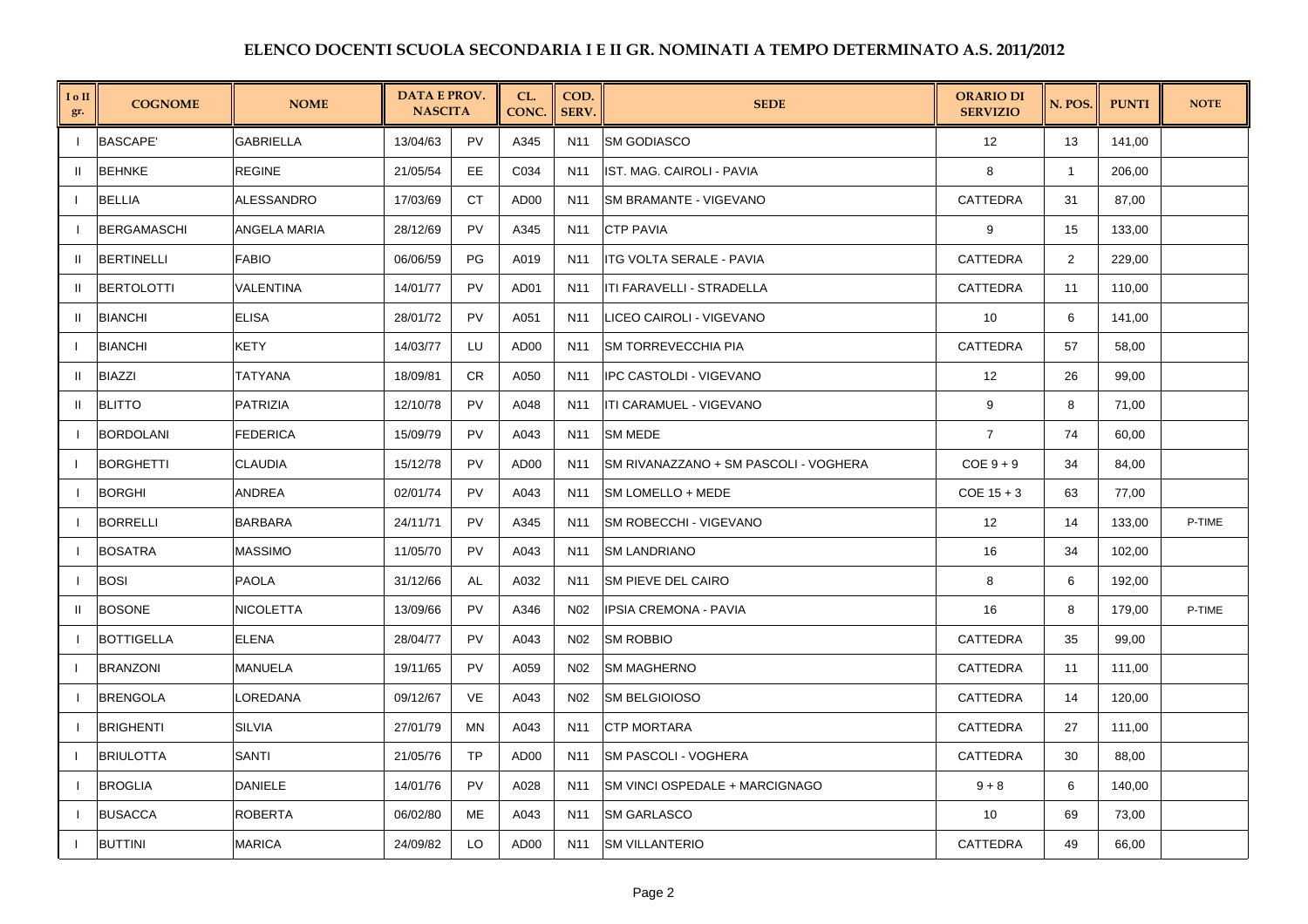# ELENCO DOCENTI SCUOLA SECONDARIA I E II GR. NOMINATI A TEMPO DETERMINATO A.S. 2011/2012

| I o II gr. | COGNOME | NOME | DATA E PROV. NASCITA | | CL. CONC. | COD. SERV. | SEDE | ORARIO DI SERVIZIO | N. POS. | PUNTI | NOTE |
|---|---|---|---|---|---|---|---|---|---|---|---|
| I | BASCAPE' | GABRIELLA | 13/04/63 | PV | A345 | N11 | SM GODIASCO | 12 | 13 | 141,00 | |
| II | BEHNKE | REGINE | 21/05/54 | EE | C034 | N11 | IST. MAG. CAIROLI - PAVIA | 8 | 1 | 206,00 | |
| I | BELLIA | ALESSANDRO | 17/03/69 | CT | AD00 | N11 | SM BRAMANTE - VIGEVANO | CATTEDRA | 31 | 87,00 | |
| I | BERGAMASCHI | ANGELA MARIA | 28/12/69 | PV | A345 | N11 | CTP PAVIA | 9 | 15 | 133,00 | |
| II | BERTINELLI | FABIO | 06/06/59 | PG | A019 | N11 | ITG VOLTA SERALE - PAVIA | CATTEDRA | 2 | 229,00 | |
| II | BERTOLOTTI | VALENTINA | 14/01/77 | PV | AD01 | N11 | ITI FARAVELLI - STRADELLA | CATTEDRA | 11 | 110,00 | |
| II | BIANCHI | ELISA | 28/01/72 | PV | A051 | N11 | LICEO CAIROLI - VIGEVANO | 10 | 6 | 141,00 | |
| I | BIANCHI | KETY | 14/03/77 | LU | AD00 | N11 | SM TORREVECCHIA PIA | CATTEDRA | 57 | 58,00 | |
| II | BIAZZI | TATYANA | 18/09/81 | CR | A050 | N11 | IPC CASTOLDI - VIGEVANO | 12 | 26 | 99,00 | |
| II | BLITTO | PATRIZIA | 12/10/78 | PV | A048 | N11 | ITI CARAMUEL - VIGEVANO | 9 | 8 | 71,00 | |
| I | BORDOLANI | FEDERICA | 15/09/79 | PV | A043 | N11 | SM MEDE | 7 | 74 | 60,00 | |
| I | BORGHETTI | CLAUDIA | 15/12/78 | PV | AD00 | N11 | SM RIVANAZZANO + SM PASCOLI - VOGHERA | COE 9 + 9 | 34 | 84,00 | |
| I | BORGHI | ANDREA | 02/01/74 | PV | A043 | N11 | SM LOMELLO + MEDE | COE 15 + 3 | 63 | 77,00 | |
| I | BORRELLI | BARBARA | 24/11/71 | PV | A345 | N11 | SM ROBECCHI - VIGEVANO | 12 | 14 | 133,00 | P-TIME |
| I | BOSATRA | MASSIMO | 11/05/70 | PV | A043 | N11 | SM LANDRIANO | 16 | 34 | 102,00 | |
| I | BOSI | PAOLA | 31/12/66 | AL | A032 | N11 | SM PIEVE DEL CAIRO | 8 | 6 | 192,00 | |
| II | BOSONE | NICOLETTA | 13/09/66 | PV | A346 | N02 | IPSIA CREMONA - PAVIA | 16 | 8 | 179,00 | P-TIME |
| I | BOTTIGELLA | ELENA | 28/04/77 | PV | A043 | N02 | SM ROBBIO | CATTEDRA | 35 | 99,00 | |
| I | BRANZONI | MANUELA | 19/11/65 | PV | A059 | N02 | SM MAGHERNO | CATTEDRA | 11 | 111,00 | |
| I | BRENGOLA | LOREDANA | 09/12/67 | VE | A043 | N02 | SM BELGIOIOSO | CATTEDRA | 14 | 120,00 | |
| I | BRIGHENTI | SILVIA | 27/01/79 | MN | A043 | N11 | CTP MORTARA | CATTEDRA | 27 | 111,00 | |
| I | BRIULOTTA | SANTI | 21/05/76 | TP | AD00 | N11 | SM PASCOLI - VOGHERA | CATTEDRA | 30 | 88,00 | |
| I | BROGLIA | DANIELE | 14/01/76 | PV | A028 | N11 | SM VINCI OSPEDALE + MARCIGNAGO | 9 + 8 | 6 | 140,00 | |
| I | BUSACCA | ROBERTA | 06/02/80 | ME | A043 | N11 | SM GARLASCO | 10 | 69 | 73,00 | |
| I | BUTTINI | MARICA | 24/09/82 | LO | AD00 | N11 | SM VILLANTERIO | CATTEDRA | 49 | 66,00 | |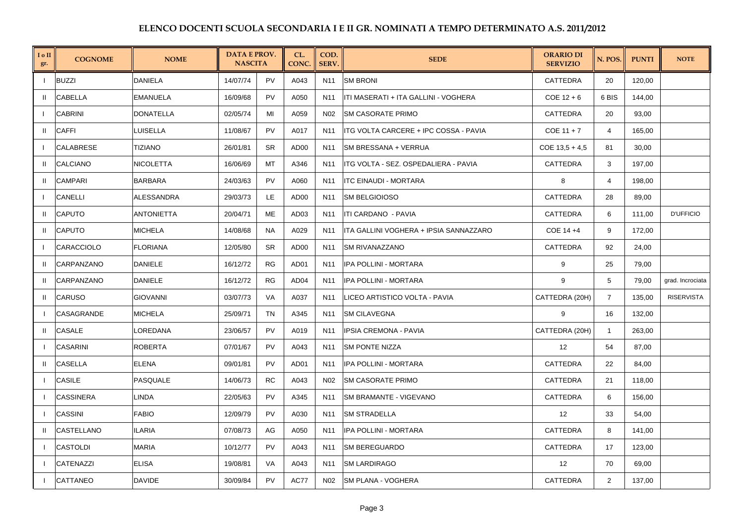## ELENCO DOCENTI SCUOLA SECONDARIA I E II GR. NOMINATI A TEMPO DETERMINATO A.S. 2011/2012

| I o II gr. | COGNOME | NOME | DATA E PROV. NASCITA | | CL. CONC. | COD. SERV. | SEDE | ORARIO DI SERVIZIO | N. POS. | PUNTI | NOTE |
|---|---|---|---|---|---|---|---|---|---|---|---|
| I | BUZZI | DANIELA | 14/07/74 | PV | A043 | N11 | SM BRONI | CATTEDRA | 20 | 120,00 | |
| II | CABELLA | EMANUELA | 16/09/68 | PV | A050 | N11 | ITI MASERATI + ITA GALLINI - VOGHERA | COE 12 + 6 | 6 BIS | 144,00 | |
| I | CABRINI | DONATELLA | 02/05/74 | MI | A059 | N02 | SM CASORATE PRIMO | CATTEDRA | 20 | 93,00 | |
| II | CAFFI | LUISELLA | 11/08/67 | PV | A017 | N11 | ITG VOLTA CARCERE + IPC COSSA - PAVIA | COE 11 + 7 | 4 | 165,00 | |
| I | CALABRESE | TIZIANO | 26/01/81 | SR | AD00 | N11 | SM BRESSANA + VERRUA | COE 13,5 + 4,5 | 81 | 30,00 | |
| II | CALCIANO | NICOLETTA | 16/06/69 | MT | A346 | N11 | ITG VOLTA - SEZ. OSPEDALIERA - PAVIA | CATTEDRA | 3 | 197,00 | |
| II | CAMPARI | BARBARA | 24/03/63 | PV | A060 | N11 | ITC EINAUDI - MORTARA | 8 | 4 | 198,00 | |
| I | CANELLI | ALESSANDRA | 29/03/73 | LE | AD00 | N11 | SM BELGIOIOSO | CATTEDRA | 28 | 89,00 | |
| II | CAPUTO | ANTONIETTA | 20/04/71 | ME | AD03 | N11 | ITI CARDANO - PAVIA | CATTEDRA | 6 | 111,00 | D'UFFICIO |
| II | CAPUTO | MICHELA | 14/08/68 | NA | A029 | N11 | ITA GALLINI VOGHERA + IPSIA SANNAZZARO | COE 14 +4 | 9 | 172,00 | |
| I | CARACCIOLO | FLORIANA | 12/05/80 | SR | AD00 | N11 | SM RIVANAZZANO | CATTEDRA | 92 | 24,00 | |
| II | CARPANZANO | DANIELE | 16/12/72 | RG | AD01 | N11 | IPA POLLINI - MORTARA | 9 | 25 | 79,00 | |
| II | CARPANZANO | DANIELE | 16/12/72 | RG | AD04 | N11 | IPA POLLINI - MORTARA | 9 | 5 | 79,00 | grad. Incrociata |
| II | CARUSO | GIOVANNI | 03/07/73 | VA | A037 | N11 | LICEO ARTISTICO VOLTA - PAVIA | CATTEDRA (20H) | 7 | 135,00 | RISERVISTA |
| I | CASAGRANDE | MICHELA | 25/09/71 | TN | A345 | N11 | SM CILAVEGNA | 9 | 16 | 132,00 | |
| II | CASALE | LOREDANA | 23/06/57 | PV | A019 | N11 | IPSIA CREMONA - PAVIA | CATTEDRA (20H) | 1 | 263,00 | |
| I | CASARINI | ROBERTA | 07/01/67 | PV | A043 | N11 | SM PONTE NIZZA | 12 | 54 | 87,00 | |
| II | CASELLA | ELENA | 09/01/81 | PV | AD01 | N11 | IPA POLLINI - MORTARA | CATTEDRA | 22 | 84,00 | |
| I | CASILE | PASQUALE | 14/06/73 | RC | A043 | N02 | SM CASORATE PRIMO | CATTEDRA | 21 | 118,00 | |
| I | CASSINERA | LINDA | 22/05/63 | PV | A345 | N11 | SM BRAMANTE - VIGEVANO | CATTEDRA | 6 | 156,00 | |
| I | CASSINI | FABIO | 12/09/79 | PV | A030 | N11 | SM STRADELLA | 12 | 33 | 54,00 | |
| II | CASTELLANO | ILARIA | 07/08/73 | AG | A050 | N11 | IPA POLLINI - MORTARA | CATTEDRA | 8 | 141,00 | |
| I | CASTOLDI | MARIA | 10/12/77 | PV | A043 | N11 | SM BEREGUARDO | CATTEDRA | 17 | 123,00 | |
| I | CATENAZZI | ELISA | 19/08/81 | VA | A043 | N11 | SM LARDIRAGO | 12 | 70 | 69,00 | |
| I | CATTANEO | DAVIDE | 30/09/84 | PV | AC77 | N02 | SM PLANA - VOGHERA | CATTEDRA | 2 | 137,00 | |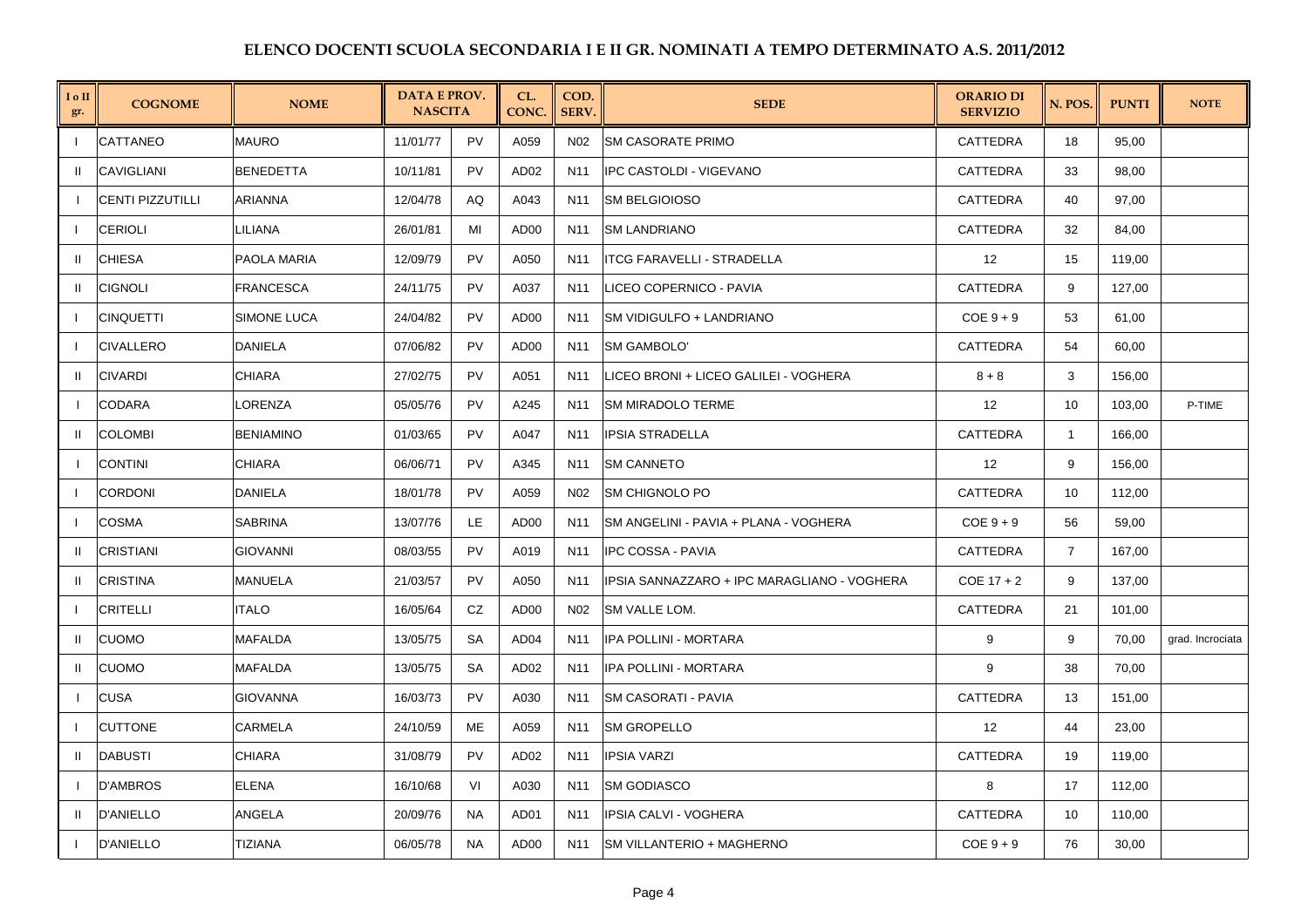## ELENCO DOCENTI SCUOLA SECONDARIA I E II GR. NOMINATI A TEMPO DETERMINATO A.S. 2011/2012

| I o II gr. | COGNOME | NOME | DATA E PROV. NASCITA | | CL. CONC. | COD. SERV. | SEDE | ORARIO DI SERVIZIO | N. POS. | PUNTI | NOTE |
|---|---|---|---|---|---|---|---|---|---|---|---|
| I | CATTANEO | MAURO | 11/01/77 | PV | A059 | N02 | SM CASORATE PRIMO | CATTEDRA | 18 | 95,00 | |
| II | CAVIGLIANI | BENEDETTA | 10/11/81 | PV | AD02 | N11 | IPC CASTOLDI - VIGEVANO | CATTEDRA | 33 | 98,00 | |
| I | CENTI PIZZUTILLI | ARIANNA | 12/04/78 | AQ | A043 | N11 | SM BELGIOIOSO | CATTEDRA | 40 | 97,00 | |
| I | CERIOLI | LILIANA | 26/01/81 | MI | AD00 | N11 | SM LANDRIANO | CATTEDRA | 32 | 84,00 | |
| II | CHIESA | PAOLA MARIA | 12/09/79 | PV | A050 | N11 | ITCG FARAVELLI - STRADELLA | 12 | 15 | 119,00 | |
| II | CIGNOLI | FRANCESCA | 24/11/75 | PV | A037 | N11 | LICEO COPERNICO - PAVIA | CATTEDRA | 9 | 127,00 | |
| I | CINQUETTI | SIMONE LUCA | 24/04/82 | PV | AD00 | N11 | SM VIDIGULFO + LANDRIANO | COE 9 + 9 | 53 | 61,00 | |
| I | CIVALLERO | DANIELA | 07/06/82 | PV | AD00 | N11 | SM GAMBOLO' | CATTEDRA | 54 | 60,00 | |
| II | CIVARDI | CHIARA | 27/02/75 | PV | A051 | N11 | LICEO BRONI + LICEO GALILEI - VOGHERA | 8 + 8 | 3 | 156,00 | |
| I | CODARA | LORENZA | 05/05/76 | PV | A245 | N11 | SM MIRADOLO TERME | 12 | 10 | 103,00 | P-TIME |
| II | COLOMBI | BENIAMINO | 01/03/65 | PV | A047 | N11 | IPSIA STRADELLA | CATTEDRA | 1 | 166,00 | |
| I | CONTINI | CHIARA | 06/06/71 | PV | A345 | N11 | SM CANNETO | 12 | 9 | 156,00 | |
| I | CORDONI | DANIELA | 18/01/78 | PV | A059 | N02 | SM CHIGNOLO PO | CATTEDRA | 10 | 112,00 | |
| I | COSMA | SABRINA | 13/07/76 | LE | AD00 | N11 | SM ANGELINI - PAVIA + PLANA - VOGHERA | COE 9 + 9 | 56 | 59,00 | |
| II | CRISTIANI | GIOVANNI | 08/03/55 | PV | A019 | N11 | IPC COSSA - PAVIA | CATTEDRA | 7 | 167,00 | |
| II | CRISTINA | MANUELA | 21/03/57 | PV | A050 | N11 | IPSIA SANNAZZARO + IPC MARAGLIANO - VOGHERA | COE 17 + 2 | 9 | 137,00 | |
| I | CRITELLI | ITALO | 16/05/64 | CZ | AD00 | N02 | SM VALLE LOM. | CATTEDRA | 21 | 101,00 | |
| II | CUOMO | MAFALDA | 13/05/75 | SA | AD04 | N11 | IPA POLLINI - MORTARA | 9 | 9 | 70,00 | grad. Incrociata |
| II | CUOMO | MAFALDA | 13/05/75 | SA | AD02 | N11 | IPA POLLINI - MORTARA | 9 | 38 | 70,00 | |
| I | CUSA | GIOVANNA | 16/03/73 | PV | A030 | N11 | SM CASORATI - PAVIA | CATTEDRA | 13 | 151,00 | |
| I | CUTTONE | CARMELA | 24/10/59 | ME | A059 | N11 | SM GROPELLO | 12 | 44 | 23,00 | |
| II | DABUSTI | CHIARA | 31/08/79 | PV | AD02 | N11 | IPSIA VARZI | CATTEDRA | 19 | 119,00 | |
| I | D'AMBROS | ELENA | 16/10/68 | VI | A030 | N11 | SM GODIASCO | 8 | 17 | 112,00 | |
| II | D'ANIELLO | ANGELA | 20/09/76 | NA | AD01 | N11 | IPSIA CALVI - VOGHERA | CATTEDRA | 10 | 110,00 | |
| I | D'ANIELLO | TIZIANA | 06/05/78 | NA | AD00 | N11 | SM VILLANTERIO + MAGHERNO | COE 9 + 9 | 76 | 30,00 | |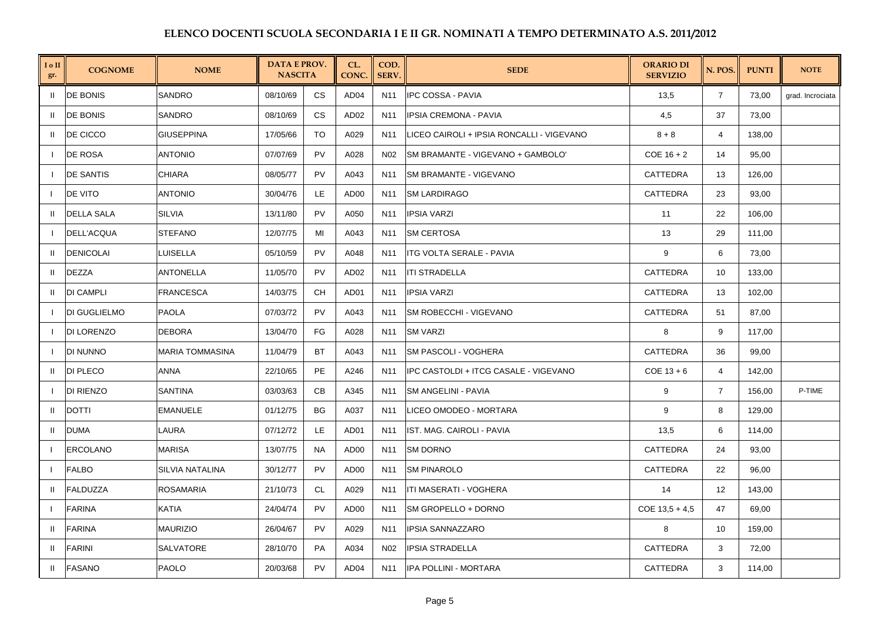# ELENCO DOCENTI SCUOLA SECONDARIA I E II GR. NOMINATI A TEMPO DETERMINATO A.S. 2011/2012

| I o II gr. | COGNOME | NOME | DATA E PROV. NASCITA | | CL. CONC. | COD. SERV. | SEDE | ORARIO DI SERVIZIO | N. POS. | PUNTI | NOTE |
|---|---|---|---|---|---|---|---|---|---|---|---|
| II | DE BONIS | SANDRO | 08/10/69 | CS | AD04 | N11 | IPC COSSA - PAVIA | 13,5 | 7 | 73,00 | grad. Incrociata |
| II | DE BONIS | SANDRO | 08/10/69 | CS | AD02 | N11 | IPSIA CREMONA - PAVIA | 4,5 | 37 | 73,00 | |
| II | DE CICCO | GIUSEPPINA | 17/05/66 | TO | A029 | N11 | LICEO CAIROLI + IPSIA RONCALLI - VIGEVANO | 8 + 8 | 4 | 138,00 | |
| I | DE ROSA | ANTONIO | 07/07/69 | PV | A028 | N02 | SM BRAMANTE - VIGEVANO + GAMBOLO' | COE 16 + 2 | 14 | 95,00 | |
| I | DE SANTIS | CHIARA | 08/05/77 | PV | A043 | N11 | SM BRAMANTE - VIGEVANO | CATTEDRA | 13 | 126,00 | |
| I | DE VITO | ANTONIO | 30/04/76 | LE | AD00 | N11 | SM LARDIRAGO | CATTEDRA | 23 | 93,00 | |
| II | DELLA SALA | SILVIA | 13/11/80 | PV | A050 | N11 | IPSIA VARZI | 11 | 22 | 106,00 | |
| I | DELL'ACQUA | STEFANO | 12/07/75 | MI | A043 | N11 | SM CERTOSA | 13 | 29 | 111,00 | |
| II | DENICOLAI | LUISELLA | 05/10/59 | PV | A048 | N11 | ITG VOLTA SERALE - PAVIA | 9 | 6 | 73,00 | |
| II | DEZZA | ANTONELLA | 11/05/70 | PV | AD02 | N11 | ITI STRADELLA | CATTEDRA | 10 | 133,00 | |
| II | DI CAMPLI | FRANCESCA | 14/03/75 | CH | AD01 | N11 | IPSIA VARZI | CATTEDRA | 13 | 102,00 | |
| I | DI GUGLIELMO | PAOLA | 07/03/72 | PV | A043 | N11 | SM ROBECCHI - VIGEVANO | CATTEDRA | 51 | 87,00 | |
| I | DI LORENZO | DEBORA | 13/04/70 | FG | A028 | N11 | SM VARZI | 8 | 9 | 117,00 | |
| I | DI NUNNO | MARIA TOMMASINA | 11/04/79 | BT | A043 | N11 | SM PASCOLI - VOGHERA | CATTEDRA | 36 | 99,00 | |
| II | DI PLECO | ANNA | 22/10/65 | PE | A246 | N11 | IPC CASTOLDI + ITCG CASALE - VIGEVANO | COE 13 + 6 | 4 | 142,00 | |
| I | DI RIENZO | SANTINA | 03/03/63 | CB | A345 | N11 | SM ANGELINI - PAVIA | 9 | 7 | 156,00 | P-TIME |
| II | DOTTI | EMANUELE | 01/12/75 | BG | A037 | N11 | LICEO OMODEO - MORTARA | 9 | 8 | 129,00 | |
| II | DUMA | LAURA | 07/12/72 | LE | AD01 | N11 | IST. MAG. CAIROLI - PAVIA | 13,5 | 6 | 114,00 | |
| I | ERCOLANO | MARISA | 13/07/75 | NA | AD00 | N11 | SM DORNO | CATTEDRA | 24 | 93,00 | |
| I | FALBO | SILVIA NATALINA | 30/12/77 | PV | AD00 | N11 | SM PINAROLO | CATTEDRA | 22 | 96,00 | |
| II | FALDUZZA | ROSAMARIA | 21/10/73 | CL | A029 | N11 | ITI MASERATI - VOGHERA | 14 | 12 | 143,00 | |
| I | FARINA | KATIA | 24/04/74 | PV | AD00 | N11 | SM GROPELLO + DORNO | COE 13,5 + 4,5 | 47 | 69,00 | |
| II | FARINA | MAURIZIO | 26/04/67 | PV | A029 | N11 | IPSIA SANNAZZARO | 8 | 10 | 159,00 | |
| II | FARINI | SALVATORE | 28/10/70 | PA | A034 | N02 | IPSIA STRADELLA | CATTEDRA | 3 | 72,00 | |
| II | FASANO | PAOLO | 20/03/68 | PV | AD04 | N11 | IPA POLLINI - MORTARA | CATTEDRA | 3 | 114,00 | |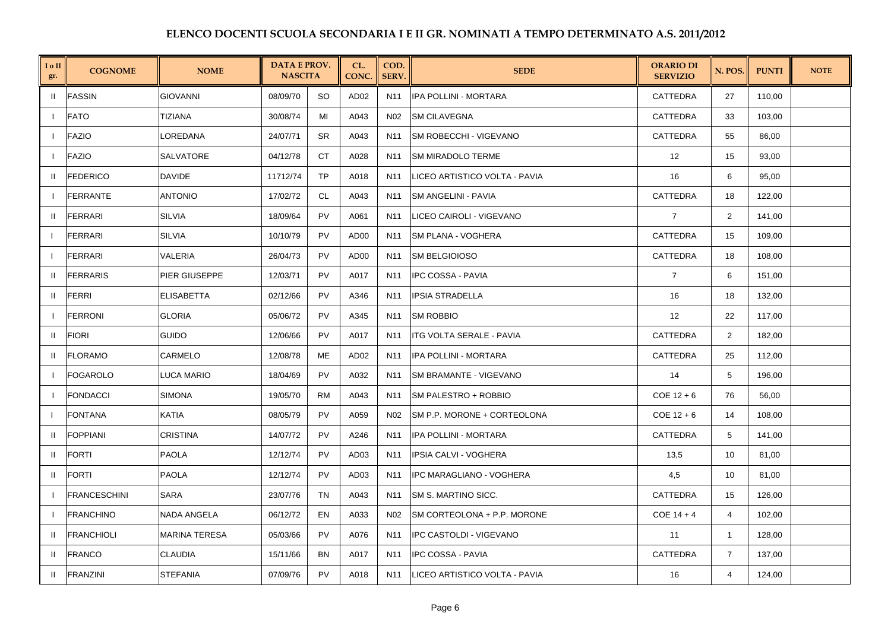## ELENCO DOCENTI SCUOLA SECONDARIA I E II GR. NOMINATI A TEMPO DETERMINATO A.S. 2011/2012

| I o II gr. | COGNOME | NOME | DATA E PROV. NASCITA | | CL. CONC. | COD. SERV. | SEDE | ORARIO DI SERVIZIO | N. POS. | PUNTI | NOTE |
|---|---|---|---|---|---|---|---|---|---|---|---|
| II | FASSIN | GIOVANNI | 08/09/70 | SO | AD02 | N11 | IPA POLLINI - MORTARA | CATTEDRA | 27 | 110,00 | |
| I | FATO | TIZIANA | 30/08/74 | MI | A043 | N02 | SM CILAVEGNA | CATTEDRA | 33 | 103,00 | |
| I | FAZIO | LOREDANA | 24/07/71 | SR | A043 | N11 | SM ROBECCHI - VIGEVANO | CATTEDRA | 55 | 86,00 | |
| I | FAZIO | SALVATORE | 04/12/78 | CT | A028 | N11 | SM MIRADOLO TERME | 12 | 15 | 93,00 | |
| II | FEDERICO | DAVIDE | 11712/74 | TP | A018 | N11 | LICEO ARTISTICO VOLTA - PAVIA | 16 | 6 | 95,00 | |
| I | FERRANTE | ANTONIO | 17/02/72 | CL | A043 | N11 | SM ANGELINI - PAVIA | CATTEDRA | 18 | 122,00 | |
| II | FERRARI | SILVIA | 18/09/64 | PV | A061 | N11 | LICEO CAIROLI - VIGEVANO | 7 | 2 | 141,00 | |
| I | FERRARI | SILVIA | 10/10/79 | PV | AD00 | N11 | SM PLANA - VOGHERA | CATTEDRA | 15 | 109,00 | |
| I | FERRARI | VALERIA | 26/04/73 | PV | AD00 | N11 | SM BELGIOIOSO | CATTEDRA | 18 | 108,00 | |
| II | FERRARIS | PIER GIUSEPPE | 12/03/71 | PV | A017 | N11 | IPC COSSA - PAVIA | 7 | 6 | 151,00 | |
| II | FERRI | ELISABETTA | 02/12/66 | PV | A346 | N11 | IPSIA STRADELLA | 16 | 18 | 132,00 | |
| I | FERRONI | GLORIA | 05/06/72 | PV | A345 | N11 | SM ROBBIO | 12 | 22 | 117,00 | |
| II | FIORI | GUIDO | 12/06/66 | PV | A017 | N11 | ITG VOLTA SERALE - PAVIA | CATTEDRA | 2 | 182,00 | |
| II | FLORAMO | CARMELO | 12/08/78 | ME | AD02 | N11 | IPA POLLINI - MORTARA | CATTEDRA | 25 | 112,00 | |
| I | FOGAROLO | LUCA MARIO | 18/04/69 | PV | A032 | N11 | SM BRAMANTE - VIGEVANO | 14 | 5 | 196,00 | |
| I | FONDACCI | SIMONA | 19/05/70 | RM | A043 | N11 | SM PALESTRO + ROBBIO | COE 12 + 6 | 76 | 56,00 | |
| I | FONTANA | KATIA | 08/05/79 | PV | A059 | N02 | SM P.P. MORONE + CORTEOLONA | COE 12 + 6 | 14 | 108,00 | |
| II | FOPPIANI | CRISTINA | 14/07/72 | PV | A246 | N11 | IPA POLLINI - MORTARA | CATTEDRA | 5 | 141,00 | |
| II | FORTI | PAOLA | 12/12/74 | PV | AD03 | N11 | IPSIA CALVI - VOGHERA | 13,5 | 10 | 81,00 | |
| II | FORTI | PAOLA | 12/12/74 | PV | AD03 | N11 | IPC MARAGLIANO - VOGHERA | 4,5 | 10 | 81,00 | |
| I | FRANCESCHINI | SARA | 23/07/76 | TN | A043 | N11 | SM S. MARTINO SICC. | CATTEDRA | 15 | 126,00 | |
| I | FRANCHINO | NADA ANGELA | 06/12/72 | EN | A033 | N02 | SM CORTEOLONA + P.P. MORONE | COE 14 + 4 | 4 | 102,00 | |
| II | FRANCHIOLI | MARINA TERESA | 05/03/66 | PV | A076 | N11 | IPC CASTOLDI - VIGEVANO | 11 | 1 | 128,00 | |
| II | FRANCO | CLAUDIA | 15/11/66 | BN | A017 | N11 | IPC COSSA - PAVIA | CATTEDRA | 7 | 137,00 | |
| II | FRANZINI | STEFANIA | 07/09/76 | PV | A018 | N11 | LICEO ARTISTICO VOLTA - PAVIA | 16 | 4 | 124,00 | |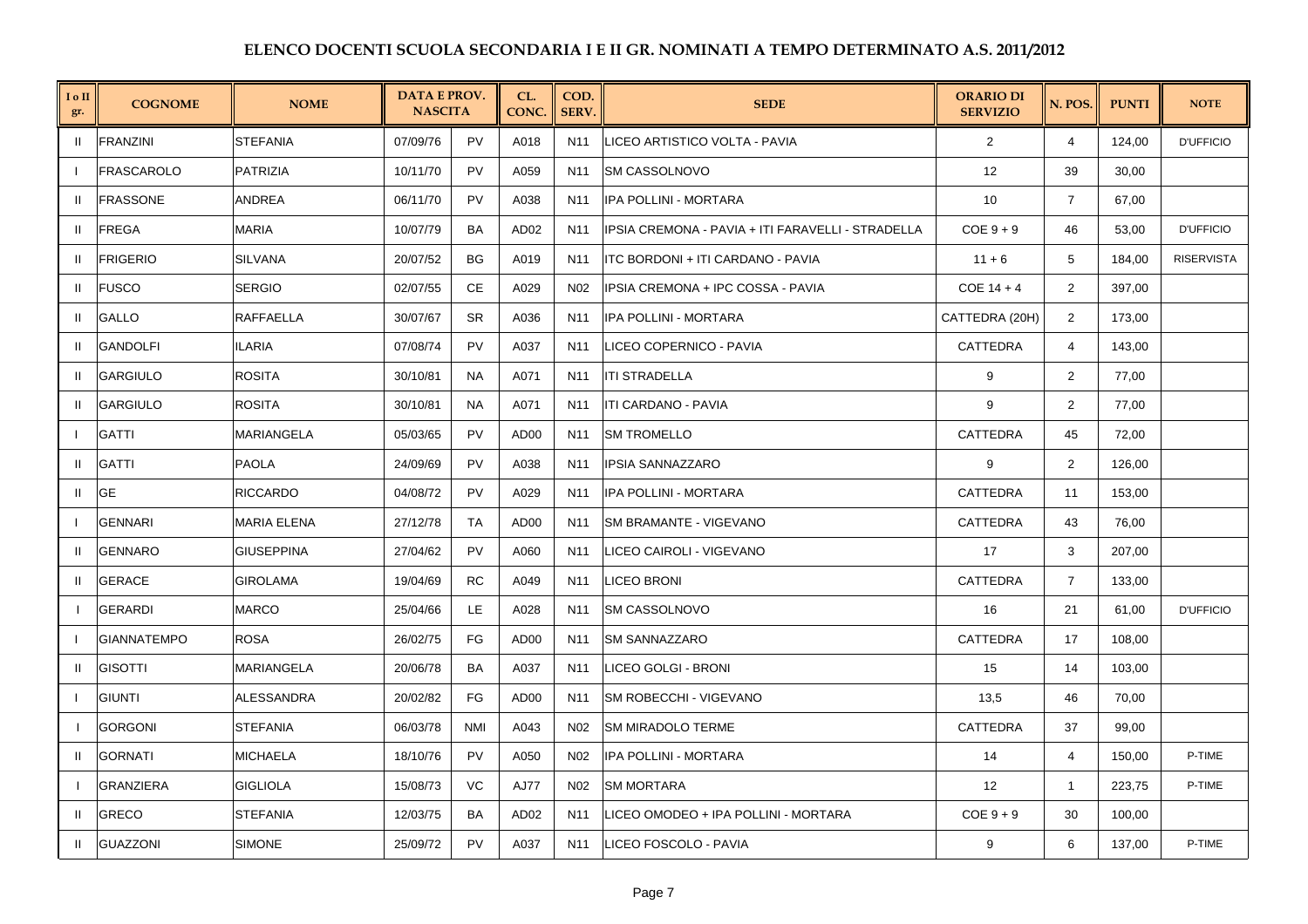# ELENCO DOCENTI SCUOLA SECONDARIA I E II GR. NOMINATI A TEMPO DETERMINATO A.S. 2011/2012

| I o II gr. | COGNOME | NOME | DATA E PROV. NASCITA | | CL. CONC. | COD. SERV. | SEDE | ORARIO DI SERVIZIO | N. POS. | PUNTI | NOTE |
|---|---|---|---|---|---|---|---|---|---|---|---|
| II | FRANZINI | STEFANIA | 07/09/76 | PV | A018 | N11 | LICEO ARTISTICO VOLTA - PAVIA | 2 | 4 | 124,00 | D'UFFICIO |
| I | FRASCAROLO | PATRIZIA | 10/11/70 | PV | A059 | N11 | SM CASSOLNOVO | 12 | 39 | 30,00 | |
| II | FRASSONE | ANDREA | 06/11/70 | PV | A038 | N11 | IPA POLLINI - MORTARA | 10 | 7 | 67,00 | |
| II | FREGA | MARIA | 10/07/79 | BA | AD02 | N11 | IPSIA CREMONA - PAVIA + ITI FARAVELLI - STRADELLA | COE 9 + 9 | 46 | 53,00 | D'UFFICIO |
| II | FRIGERIO | SILVANA | 20/07/52 | BG | A019 | N11 | ITC BORDONI + ITI CARDANO - PAVIA | 11 + 6 | 5 | 184,00 | RISERVISTA |
| II | FUSCO | SERGIO | 02/07/55 | CE | A029 | N02 | IPSIA CREMONA + IPC COSSA - PAVIA | COE 14 + 4 | 2 | 397,00 | |
| II | GALLO | RAFFAELLA | 30/07/67 | SR | A036 | N11 | IPA POLLINI - MORTARA | CATTEDRA (20H) | 2 | 173,00 | |
| II | GANDOLFI | ILARIA | 07/08/74 | PV | A037 | N11 | LICEO COPERNICO - PAVIA | CATTEDRA | 4 | 143,00 | |
| II | GARGIULO | ROSITA | 30/10/81 | NA | A071 | N11 | ITI STRADELLA | 9 | 2 | 77,00 | |
| II | GARGIULO | ROSITA | 30/10/81 | NA | A071 | N11 | ITI CARDANO - PAVIA | 9 | 2 | 77,00 | |
| I | GATTI | MARIANGELA | 05/03/65 | PV | AD00 | N11 | SM TROMELLO | CATTEDRA | 45 | 72,00 | |
| II | GATTI | PAOLA | 24/09/69 | PV | A038 | N11 | IPSIA SANNAZZARO | 9 | 2 | 126,00 | |
| II | GE | RICCARDO | 04/08/72 | PV | A029 | N11 | IPA POLLINI - MORTARA | CATTEDRA | 11 | 153,00 | |
| I | GENNARI | MARIA ELENA | 27/12/78 | TA | AD00 | N11 | SM BRAMANTE - VIGEVANO | CATTEDRA | 43 | 76,00 | |
| II | GENNARO | GIUSEPPINA | 27/04/62 | PV | A060 | N11 | LICEO CAIROLI - VIGEVANO | 17 | 3 | 207,00 | |
| II | GERACE | GIROLAMA | 19/04/69 | RC | A049 | N11 | LICEO BRONI | CATTEDRA | 7 | 133,00 | |
| I | GERARDI | MARCO | 25/04/66 | LE | A028 | N11 | SM CASSOLNOVO | 16 | 21 | 61,00 | D'UFFICIO |
| I | GIANNATEMPO | ROSA | 26/02/75 | FG | AD00 | N11 | SM SANNAZZARO | CATTEDRA | 17 | 108,00 | |
| II | GISOTTI | MARIANGELA | 20/06/78 | BA | A037 | N11 | LICEO GOLGI - BRONI | 15 | 14 | 103,00 | |
| I | GIUNTI | ALESSANDRA | 20/02/82 | FG | AD00 | N11 | SM ROBECCHI - VIGEVANO | 13,5 | 46 | 70,00 | |
| I | GORGONI | STEFANIA | 06/03/78 | NMI | A043 | N02 | SM MIRADOLO TERME | CATTEDRA | 37 | 99,00 | |
| II | GORNATI | MICHAELA | 18/10/76 | PV | A050 | N02 | IPA POLLINI - MORTARA | 14 | 4 | 150,00 | P-TIME |
| I | GRANZIERA | GIGLIOLA | 15/08/73 | VC | AJ77 | N02 | SM MORTARA | 12 | 1 | 223,75 | P-TIME |
| II | GRECO | STEFANIA | 12/03/75 | BA | AD02 | N11 | LICEO OMODEO + IPA POLLINI - MORTARA | COE 9 + 9 | 30 | 100,00 | |
| II | GUAZZONI | SIMONE | 25/09/72 | PV | A037 | N11 | LICEO FOSCOLO - PAVIA | 9 | 6 | 137,00 | P-TIME |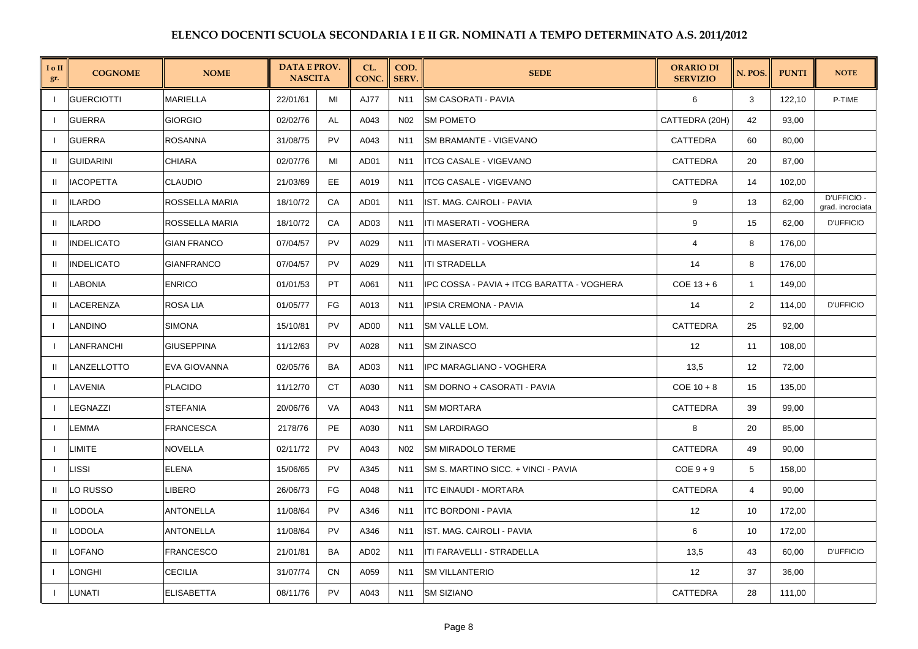# ELENCO DOCENTI SCUOLA SECONDARIA I E II GR. NOMINATI A TEMPO DETERMINATO A.S. 2011/2012

| I o II gr. | COGNOME | NOME | DATA E PROV. NASCITA | | CL. CONC. | COD. SERV. | SEDE | ORARIO DI SERVIZIO | N. POS. | PUNTI | NOTE |
|---|---|---|---|---|---|---|---|---|---|---|---|
| I | GUERCIOTTI | MARIELLA | 22/01/61 | MI | AJ77 | N11 | SM CASORATI - PAVIA | 6 | 3 | 122,10 | P-TIME |
| I | GUERRA | GIORGIO | 02/02/76 | AL | A043 | N02 | SM POMETO | CATTEDRA (20H) | 42 | 93,00 | |
| I | GUERRA | ROSANNA | 31/08/75 | PV | A043 | N11 | SM BRAMANTE - VIGEVANO | CATTEDRA | 60 | 80,00 | |
| II | GUIDARINI | CHIARA | 02/07/76 | MI | AD01 | N11 | ITCG CASALE - VIGEVANO | CATTEDRA | 20 | 87,00 | |
| II | IACOPETTA | CLAUDIO | 21/03/69 | EE | A019 | N11 | ITCG CASALE - VIGEVANO | CATTEDRA | 14 | 102,00 | |
| II | ILARDO | ROSSELLA MARIA | 18/10/72 | CA | AD01 | N11 | IST. MAG. CAIROLI - PAVIA | 9 | 13 | 62,00 | D'UFFICIO - grad. incrociata |
| II | ILARDO | ROSSELLA MARIA | 18/10/72 | CA | AD03 | N11 | ITI MASERATI - VOGHERA | 9 | 15 | 62,00 | D'UFFICIO |
| II | INDELICATO | GIAN FRANCO | 07/04/57 | PV | A029 | N11 | ITI MASERATI - VOGHERA | 4 | 8 | 176,00 | |
| II | INDELICATO | GIANFRANCO | 07/04/57 | PV | A029 | N11 | ITI STRADELLA | 14 | 8 | 176,00 | |
| II | LABONIA | ENRICO | 01/01/53 | PT | A061 | N11 | IPC COSSA - PAVIA + ITCG BARATTA - VOGHERA | COE 13 + 6 | 1 | 149,00 | |
| II | LACERENZA | ROSA LIA | 01/05/77 | FG | A013 | N11 | IPSIA CREMONA - PAVIA | 14 | 2 | 114,00 | D'UFFICIO |
| I | LANDINO | SIMONA | 15/10/81 | PV | AD00 | N11 | SM VALLE LOM. | CATTEDRA | 25 | 92,00 | |
| I | LANFRANCHI | GIUSEPPINA | 11/12/63 | PV | A028 | N11 | SM ZINASCO | 12 | 11 | 108,00 | |
| II | LANZELLOTTO | EVA GIOVANNA | 02/05/76 | BA | AD03 | N11 | IPC MARAGLIANO - VOGHERA | 13,5 | 12 | 72,00 | |
| I | LAVENIA | PLACIDO | 11/12/70 | CT | A030 | N11 | SM DORNO + CASORATI - PAVIA | COE 10 + 8 | 15 | 135,00 | |
| I | LEGNAZZI | STEFANIA | 20/06/76 | VA | A043 | N11 | SM MORTARA | CATTEDRA | 39 | 99,00 | |
| I | LEMMA | FRANCESCA | 2178/76 | PE | A030 | N11 | SM LARDIRAGO | 8 | 20 | 85,00 | |
| I | LIMITE | NOVELLA | 02/11/72 | PV | A043 | N02 | SM MIRADOLO TERME | CATTEDRA | 49 | 90,00 | |
| I | LISSI | ELENA | 15/06/65 | PV | A345 | N11 | SM S. MARTINO SICC. + VINCI - PAVIA | COE 9 + 9 | 5 | 158,00 | |
| II | LO RUSSO | LIBERO | 26/06/73 | FG | A048 | N11 | ITC EINAUDI - MORTARA | CATTEDRA | 4 | 90,00 | |
| II | LODOLA | ANTONELLA | 11/08/64 | PV | A346 | N11 | ITC BORDONI - PAVIA | 12 | 10 | 172,00 | |
| II | LODOLA | ANTONELLA | 11/08/64 | PV | A346 | N11 | IST. MAG. CAIROLI - PAVIA | 6 | 10 | 172,00 | |
| II | LOFANO | FRANCESCO | 21/01/81 | BA | AD02 | N11 | ITI FARAVELLI - STRADELLA | 13,5 | 43 | 60,00 | D'UFFICIO |
| I | LONGHI | CECILIA | 31/07/74 | CN | A059 | N11 | SM VILLANTERIO | 12 | 37 | 36,00 | |
| I | LUNATI | ELISABETTA | 08/11/76 | PV | A043 | N11 | SM SIZIANO | CATTEDRA | 28 | 111,00 | |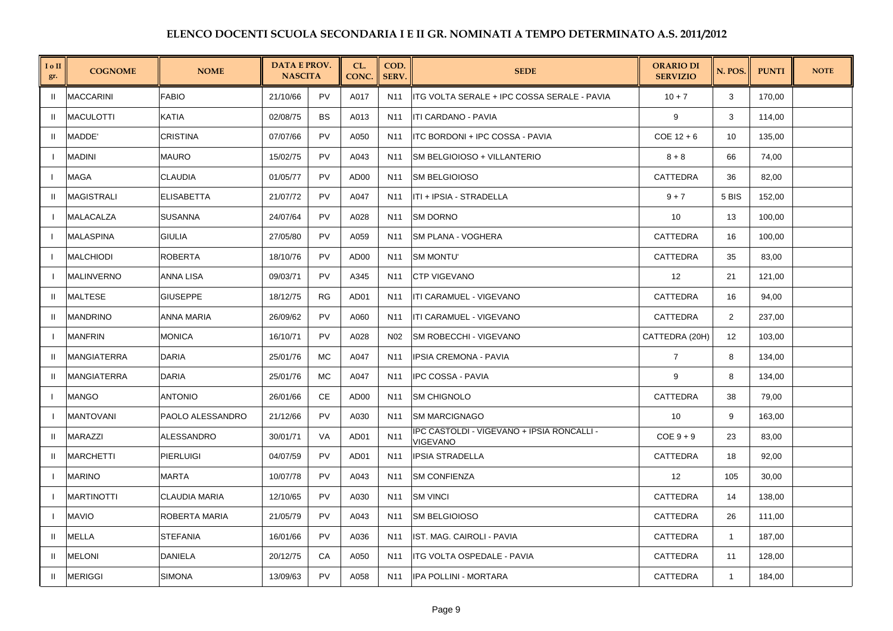# ELENCO DOCENTI SCUOLA SECONDARIA I E II GR. NOMINATI A TEMPO DETERMINATO A.S. 2011/2012

| I o II gr. | COGNOME | NOME | DATA E PROV. NASCITA | | CL. CONC. | COD. SERV. | SEDE | ORARIO DI SERVIZIO | N. POS. | PUNTI | NOTE |
|---|---|---|---|---|---|---|---|---|---|---|---|
| II | MACCARINI | FABIO | 21/10/66 | PV | A017 | N11 | ITG VOLTA SERALE + IPC COSSA SERALE - PAVIA | 10 + 7 | 3 | 170,00 | |
| II | MACULOTTI | KATIA | 02/08/75 | BS | A013 | N11 | ITI CARDANO - PAVIA | 9 | 3 | 114,00 | |
| II | MADDE' | CRISTINA | 07/07/66 | PV | A050 | N11 | ITC BORDONI + IPC COSSA - PAVIA | COE 12 + 6 | 10 | 135,00 | |
| I | MADINI | MAURO | 15/02/75 | PV | A043 | N11 | SM BELGIOIOSO + VILLANTERIO | 8 + 8 | 66 | 74,00 | |
| I | MAGA | CLAUDIA | 01/05/77 | PV | AD00 | N11 | SM BELGIOIOSO | CATTEDRA | 36 | 82,00 | |
| II | MAGISTRALI | ELISABETTA | 21/07/72 | PV | A047 | N11 | ITI + IPSIA - STRADELLA | 9 + 7 | 5 BIS | 152,00 | |
| I | MALACALZA | SUSANNA | 24/07/64 | PV | A028 | N11 | SM DORNO | 10 | 13 | 100,00 | |
| I | MALASPINA | GIULIA | 27/05/80 | PV | A059 | N11 | SM PLANA - VOGHERA | CATTEDRA | 16 | 100,00 | |
| I | MALCHIODI | ROBERTA | 18/10/76 | PV | AD00 | N11 | SM MONTU' | CATTEDRA | 35 | 83,00 | |
| I | MALINVERNO | ANNA LISA | 09/03/71 | PV | A345 | N11 | CTP VIGEVANO | 12 | 21 | 121,00 | |
| II | MALTESE | GIUSEPPE | 18/12/75 | RG | AD01 | N11 | ITI CARAMUEL - VIGEVANO | CATTEDRA | 16 | 94,00 | |
| II | MANDRINO | ANNA MARIA | 26/09/62 | PV | A060 | N11 | ITI CARAMUEL - VIGEVANO | CATTEDRA | 2 | 237,00 | |
| I | MANFRIN | MONICA | 16/10/71 | PV | A028 | N02 | SM ROBECCHI - VIGEVANO | CATTEDRA (20H) | 12 | 103,00 | |
| II | MANGIATERRA | DARIA | 25/01/76 | MC | A047 | N11 | IPSIA CREMONA - PAVIA | 7 | 8 | 134,00 | |
| II | MANGIATERRA | DARIA | 25/01/76 | MC | A047 | N11 | IPC COSSA - PAVIA | 9 | 8 | 134,00 | |
| I | MANGO | ANTONIO | 26/01/66 | CE | AD00 | N11 | SM CHIGNOLO | CATTEDRA | 38 | 79,00 | |
| I | MANTOVANI | PAOLO ALESSANDRO | 21/12/66 | PV | A030 | N11 | SM MARCIGNAGO | 10 | 9 | 163,00 | |
| II | MARAZZI | ALESSANDRO | 30/01/71 | VA | AD01 | N11 | IPC CASTOLDI - VIGEVANO + IPSIA RONCALLI - VIGEVANO | COE 9 + 9 | 23 | 83,00 | |
| II | MARCHETTI | PIERLUIGI | 04/07/59 | PV | AD01 | N11 | IPSIA STRADELLA | CATTEDRA | 18 | 92,00 | |
| I | MARINO | MARTA | 10/07/78 | PV | A043 | N11 | SM CONFIENZA | 12 | 105 | 30,00 | |
| I | MARTINOTTI | CLAUDIA MARIA | 12/10/65 | PV | A030 | N11 | SM VINCI | CATTEDRA | 14 | 138,00 | |
| I | MAVIO | ROBERTA MARIA | 21/05/79 | PV | A043 | N11 | SM BELGIOIOSO | CATTEDRA | 26 | 111,00 | |
| II | MELLA | STEFANIA | 16/01/66 | PV | A036 | N11 | IST. MAG. CAIROLI - PAVIA | CATTEDRA | 1 | 187,00 | |
| II | MELONI | DANIELA | 20/12/75 | CA | A050 | N11 | ITG VOLTA OSPEDALE - PAVIA | CATTEDRA | 11 | 128,00 | |
| II | MERIGGI | SIMONA | 13/09/63 | PV | A058 | N11 | IPA POLLINI - MORTARA | CATTEDRA | 1 | 184,00 | |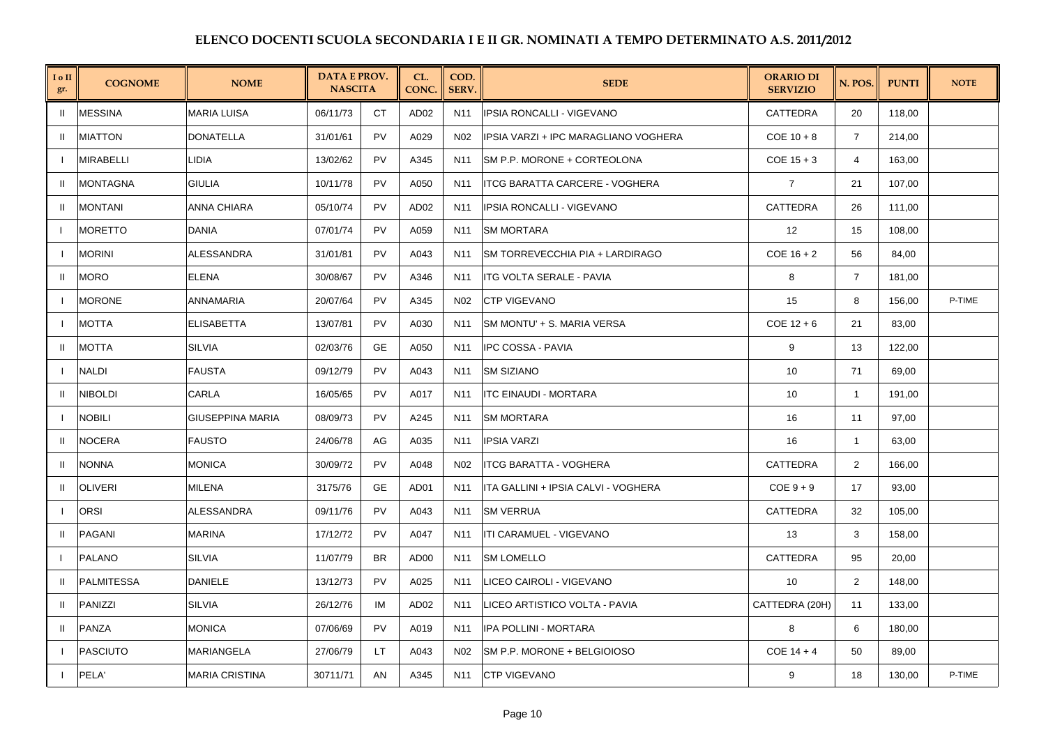## ELENCO DOCENTI SCUOLA SECONDARIA I E II GR. NOMINATI A TEMPO DETERMINATO A.S. 2011/2012

| I o II gr. | COGNOME | NOME | DATA E PROV. NASCITA | | CL. CONC. | COD. SERV. | SEDE | ORARIO DI SERVIZIO | N. POS. | PUNTI | NOTE |
|---|---|---|---|---|---|---|---|---|---|---|---|
| II | MESSINA | MARIA LUISA | 06/11/73 | CT | AD02 | N11 | IPSIA RONCALLI - VIGEVANO | CATTEDRA | 20 | 118,00 | |
| II | MIATTON | DONATELLA | 31/01/61 | PV | A029 | N02 | IPSIA VARZI + IPC MARAGLIANO VOGHERA | COE 10 + 8 | 7 | 214,00 | |
| I | MIRABELLI | LIDIA | 13/02/62 | PV | A345 | N11 | SM P.P. MORONE + CORTEOLONA | COE 15 + 3 | 4 | 163,00 | |
| II | MONTAGNA | GIULIA | 10/11/78 | PV | A050 | N11 | ITCG BARATTA CARCERE - VOGHERA | 7 | 21 | 107,00 | |
| II | MONTANI | ANNA CHIARA | 05/10/74 | PV | AD02 | N11 | IPSIA RONCALLI - VIGEVANO | CATTEDRA | 26 | 111,00 | |
| I | MORETTO | DANIA | 07/01/74 | PV | A059 | N11 | SM MORTARA | 12 | 15 | 108,00 | |
| I | MORINI | ALESSANDRA | 31/01/81 | PV | A043 | N11 | SM TORREVECCHIA PIA + LARDIRAGO | COE 16 + 2 | 56 | 84,00 | |
| II | MORO | ELENA | 30/08/67 | PV | A346 | N11 | ITG VOLTA SERALE - PAVIA | 8 | 7 | 181,00 | |
| I | MORONE | ANNAMARIA | 20/07/64 | PV | A345 | N02 | CTP VIGEVANO | 15 | 8 | 156,00 | P-TIME |
| I | MOTTA | ELISABETTA | 13/07/81 | PV | A030 | N11 | SM MONTU' + S. MARIA VERSA | COE 12 + 6 | 21 | 83,00 | |
| II | MOTTA | SILVIA | 02/03/76 | GE | A050 | N11 | IPC COSSA - PAVIA | 9 | 13 | 122,00 | |
| I | NALDI | FAUSTA | 09/12/79 | PV | A043 | N11 | SM SIZIANO | 10 | 71 | 69,00 | |
| II | NIBOLDI | CARLA | 16/05/65 | PV | A017 | N11 | ITC EINAUDI - MORTARA | 10 | 1 | 191,00 | |
| I | NOBILI | GIUSEPPINA MARIA | 08/09/73 | PV | A245 | N11 | SM MORTARA | 16 | 11 | 97,00 | |
| II | NOCERA | FAUSTO | 24/06/78 | AG | A035 | N11 | IPSIA VARZI | 16 | 1 | 63,00 | |
| II | NONNA | MONICA | 30/09/72 | PV | A048 | N02 | ITCG BARATTA - VOGHERA | CATTEDRA | 2 | 166,00 | |
| II | OLIVERI | MILENA | 3175/76 | GE | AD01 | N11 | ITA GALLINI + IPSIA CALVI - VOGHERA | COE 9 + 9 | 17 | 93,00 | |
| I | ORSI | ALESSANDRA | 09/11/76 | PV | A043 | N11 | SM VERRUA | CATTEDRA | 32 | 105,00 | |
| II | PAGANI | MARINA | 17/12/72 | PV | A047 | N11 | ITI CARAMUEL - VIGEVANO | 13 | 3 | 158,00 | |
| I | PALANO | SILVIA | 11/07/79 | BR | AD00 | N11 | SM LOMELLO | CATTEDRA | 95 | 20,00 | |
| II | PALMITESSA | DANIELE | 13/12/73 | PV | A025 | N11 | LICEO CAIROLI - VIGEVANO | 10 | 2 | 148,00 | |
| II | PANIZZI | SILVIA | 26/12/76 | IM | AD02 | N11 | LICEO ARTISTICO VOLTA - PAVIA | CATTEDRA (20H) | 11 | 133,00 | |
| II | PANZA | MONICA | 07/06/69 | PV | A019 | N11 | IPA POLLINI - MORTARA | 8 | 6 | 180,00 | |
| I | PASCIUTO | MARIANGELA | 27/06/79 | LT | A043 | N02 | SM P.P. MORONE + BELGIOIOSO | COE 14 + 4 | 50 | 89,00 | |
| I | PELA' | MARIA CRISTINA | 30711/71 | AN | A345 | N11 | CTP VIGEVANO | 9 | 18 | 130,00 | P-TIME |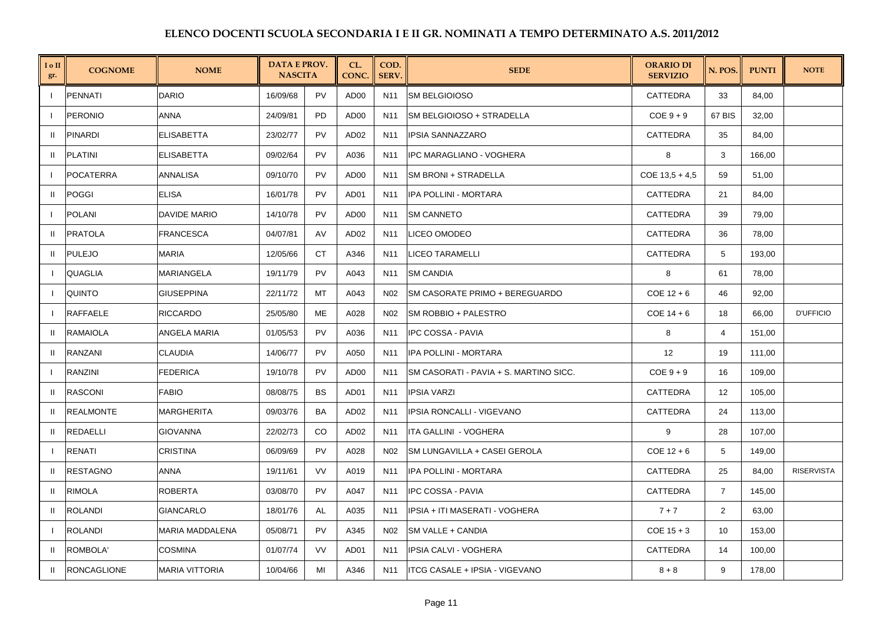## ELENCO DOCENTI SCUOLA SECONDARIA I E II GR. NOMINATI A TEMPO DETERMINATO A.S. 2011/2012

| I o II gr. | COGNOME | NOME | DATA E PROV. NASCITA | | CL. CONC. | COD. SERV. | SEDE | ORARIO DI SERVIZIO | N. POS. | PUNTI | NOTE |
|---|---|---|---|---|---|---|---|---|---|---|---|
| I | PENNATI | DARIO | 16/09/68 | PV | AD00 | N11 | SM BELGIOIOSO | CATTEDRA | 33 | 84,00 | |
| I | PERONIO | ANNA | 24/09/81 | PD | AD00 | N11 | SM BELGIOIOSO + STRADELLA | COE 9 + 9 | 67 BIS | 32,00 | |
| II | PINARDI | ELISABETTA | 23/02/77 | PV | AD02 | N11 | IPSIA SANNAZZARO | CATTEDRA | 35 | 84,00 | |
| II | PLATINI | ELISABETTA | 09/02/64 | PV | A036 | N11 | IPC MARAGLIANO - VOGHERA | 8 | 3 | 166,00 | |
| I | POCATERRA | ANNALISA | 09/10/70 | PV | AD00 | N11 | SM BRONI + STRADELLA | COE 13,5 + 4,5 | 59 | 51,00 | |
| II | POGGI | ELISA | 16/01/78 | PV | AD01 | N11 | IPA POLLINI - MORTARA | CATTEDRA | 21 | 84,00 | |
| I | POLANI | DAVIDE MARIO | 14/10/78 | PV | AD00 | N11 | SM CANNETO | CATTEDRA | 39 | 79,00 | |
| II | PRATOLA | FRANCESCA | 04/07/81 | AV | AD02 | N11 | LICEO OMODEO | CATTEDRA | 36 | 78,00 | |
| II | PULEJO | MARIA | 12/05/66 | CT | A346 | N11 | LICEO TARAMELLI | CATTEDRA | 5 | 193,00 | |
| I | QUAGLIA | MARIANGELA | 19/11/79 | PV | A043 | N11 | SM CANDIA | 8 | 61 | 78,00 | |
| I | QUINTO | GIUSEPPINA | 22/11/72 | MT | A043 | N02 | SM CASORATE PRIMO + BEREGUARDO | COE 12 + 6 | 46 | 92,00 | |
| I | RAFFAELE | RICCARDO | 25/05/80 | ME | A028 | N02 | SM ROBBIO + PALESTRO | COE 14 + 6 | 18 | 66,00 | D'UFFICIO |
| II | RAMAIOLA | ANGELA MARIA | 01/05/53 | PV | A036 | N11 | IPC COSSA - PAVIA | 8 | 4 | 151,00 | |
| II | RANZANI | CLAUDIA | 14/06/77 | PV | A050 | N11 | IPA POLLINI - MORTARA | 12 | 19 | 111,00 | |
| I | RANZINI | FEDERICA | 19/10/78 | PV | AD00 | N11 | SM CASORATI - PAVIA + S. MARTINO SICC. | COE 9 + 9 | 16 | 109,00 | |
| II | RASCONI | FABIO | 08/08/75 | BS | AD01 | N11 | IPSIA VARZI | CATTEDRA | 12 | 105,00 | |
| II | REALMONTE | MARGHERITA | 09/03/76 | BA | AD02 | N11 | IPSIA RONCALLI - VIGEVANO | CATTEDRA | 24 | 113,00 | |
| II | REDAELLI | GIOVANNA | 22/02/73 | CO | AD02 | N11 | ITA GALLINI - VOGHERA | 9 | 28 | 107,00 | |
| I | RENATI | CRISTINA | 06/09/69 | PV | A028 | N02 | SM LUNGAVILLA + CASEI GEROLA | COE 12 + 6 | 5 | 149,00 | |
| II | RESTAGNO | ANNA | 19/11/61 | VV | A019 | N11 | IPA POLLINI - MORTARA | CATTEDRA | 25 | 84,00 | RISERVISTA |
| II | RIMOLA | ROBERTA | 03/08/70 | PV | A047 | N11 | IPC COSSA - PAVIA | CATTEDRA | 7 | 145,00 | |
| II | ROLANDI | GIANCARLO | 18/01/76 | AL | A035 | N11 | IPSIA + ITI MASERATI - VOGHERA | 7 + 7 | 2 | 63,00 | |
| I | ROLANDI | MARIA MADDALENA | 05/08/71 | PV | A345 | N02 | SM VALLE + CANDIA | COE 15 + 3 | 10 | 153,00 | |
| II | ROMBOLA' | COSMINA | 01/07/74 | VV | AD01 | N11 | IPSIA CALVI - VOGHERA | CATTEDRA | 14 | 100,00 | |
| II | RONCAGLIONE | MARIA VITTORIA | 10/04/66 | MI | A346 | N11 | ITCG CASALE + IPSIA - VIGEVANO | 8 + 8 | 9 | 178,00 | |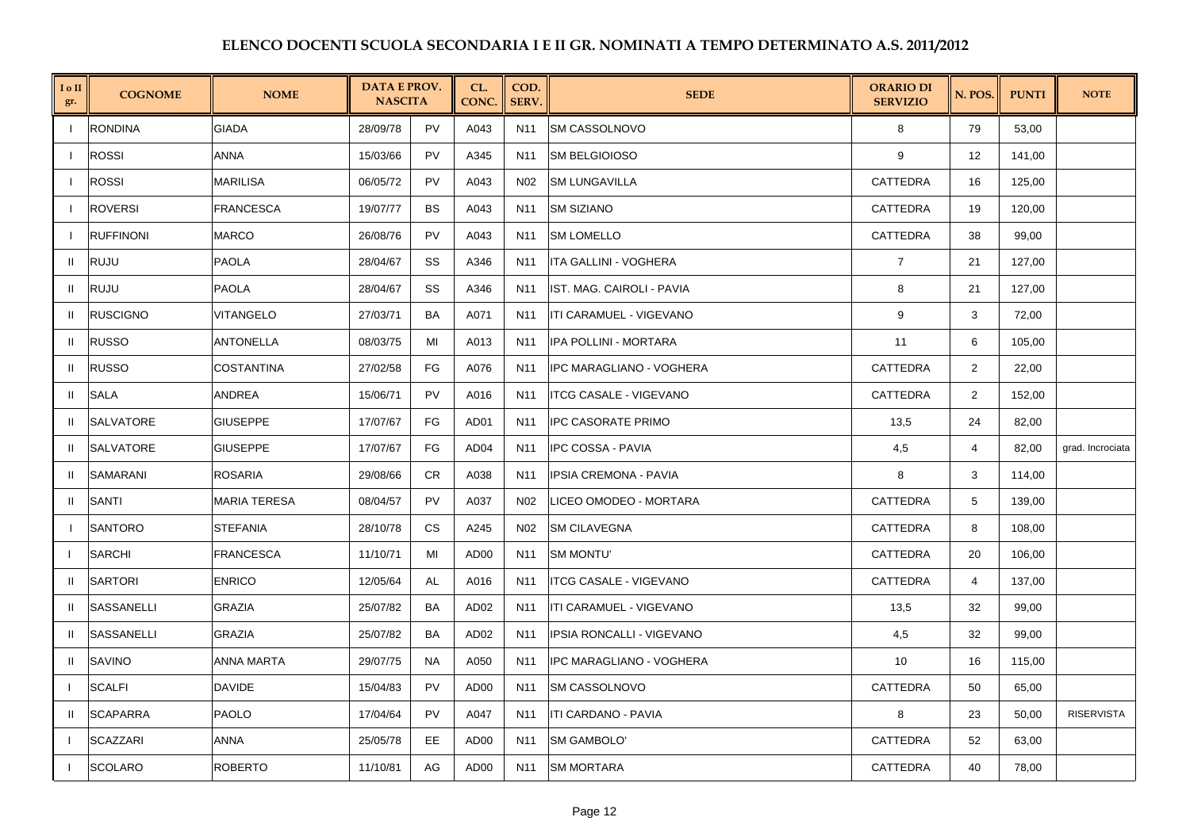## ELENCO DOCENTI SCUOLA SECONDARIA I E II GR. NOMINATI A TEMPO DETERMINATO A.S. 2011/2012

| I o II gr. | COGNOME | NOME | DATA E PROV. NASCITA | | CL. CONC. | COD. SERV. | SEDE | ORARIO DI SERVIZIO | N. POS. | PUNTI | NOTE |
|---|---|---|---|---|---|---|---|---|---|---|---|
| I | RONDINA | GIADA | 28/09/78 | PV | A043 | N11 | SM CASSOLNOVO | 8 | 79 | 53,00 | |
| I | ROSSI | ANNA | 15/03/66 | PV | A345 | N11 | SM BELGIOIOSO | 9 | 12 | 141,00 | |
| I | ROSSI | MARILISA | 06/05/72 | PV | A043 | N02 | SM LUNGAVILLA | CATTEDRA | 16 | 125,00 | |
| I | ROVERSI | FRANCESCA | 19/07/77 | BS | A043 | N11 | SM SIZIANO | CATTEDRA | 19 | 120,00 | |
| I | RUFFINONI | MARCO | 26/08/76 | PV | A043 | N11 | SM LOMELLO | CATTEDRA | 38 | 99,00 | |
| II | RUJU | PAOLA | 28/04/67 | SS | A346 | N11 | ITA GALLINI - VOGHERA | 7 | 21 | 127,00 | |
| II | RUJU | PAOLA | 28/04/67 | SS | A346 | N11 | IST. MAG. CAIROLI - PAVIA | 8 | 21 | 127,00 | |
| II | RUSCIGNO | VITANGELO | 27/03/71 | BA | A071 | N11 | ITI CARAMUEL - VIGEVANO | 9 | 3 | 72,00 | |
| II | RUSSO | ANTONELLA | 08/03/75 | MI | A013 | N11 | IPA POLLINI - MORTARA | 11 | 6 | 105,00 | |
| II | RUSSO | COSTANTINA | 27/02/58 | FG | A076 | N11 | IPC MARAGLIANO - VOGHERA | CATTEDRA | 2 | 22,00 | |
| II | SALA | ANDREA | 15/06/71 | PV | A016 | N11 | ITCG CASALE - VIGEVANO | CATTEDRA | 2 | 152,00 | |
| II | SALVATORE | GIUSEPPE | 17/07/67 | FG | AD01 | N11 | IPC CASORATE PRIMO | 13,5 | 24 | 82,00 | |
| II | SALVATORE | GIUSEPPE | 17/07/67 | FG | AD04 | N11 | IPC COSSA - PAVIA | 4,5 | 4 | 82,00 | grad. Incrociata |
| II | SAMARANI | ROSARIA | 29/08/66 | CR | A038 | N11 | IPSIA CREMONA - PAVIA | 8 | 3 | 114,00 | |
| II | SANTI | MARIA TERESA | 08/04/57 | PV | A037 | N02 | LICEO OMODEO - MORTARA | CATTEDRA | 5 | 139,00 | |
| I | SANTORO | STEFANIA | 28/10/78 | CS | A245 | N02 | SM CILAVEGNA | CATTEDRA | 8 | 108,00 | |
| I | SARCHI | FRANCESCA | 11/10/71 | MI | AD00 | N11 | SM MONTU' | CATTEDRA | 20 | 106,00 | |
| II | SARTORI | ENRICO | 12/05/64 | AL | A016 | N11 | ITCG CASALE - VIGEVANO | CATTEDRA | 4 | 137,00 | |
| II | SASSANELLI | GRAZIA | 25/07/82 | BA | AD02 | N11 | ITI CARAMUEL - VIGEVANO | 13,5 | 32 | 99,00 | |
| II | SASSANELLI | GRAZIA | 25/07/82 | BA | AD02 | N11 | IPSIA RONCALLI - VIGEVANO | 4,5 | 32 | 99,00 | |
| II | SAVINO | ANNA MARTA | 29/07/75 | NA | A050 | N11 | IPC MARAGLIANO - VOGHERA | 10 | 16 | 115,00 | |
| I | SCALFI | DAVIDE | 15/04/83 | PV | AD00 | N11 | SM CASSOLNOVO | CATTEDRA | 50 | 65,00 | |
| II | SCAPARRA | PAOLO | 17/04/64 | PV | A047 | N11 | ITI CARDANO - PAVIA | 8 | 23 | 50,00 | RISERVISTA |
| I | SCAZZARI | ANNA | 25/05/78 | EE | AD00 | N11 | SM GAMBOLO' | CATTEDRA | 52 | 63,00 | |
| I | SCOLARO | ROBERTO | 11/10/81 | AG | AD00 | N11 | SM MORTARA | CATTEDRA | 40 | 78,00 | |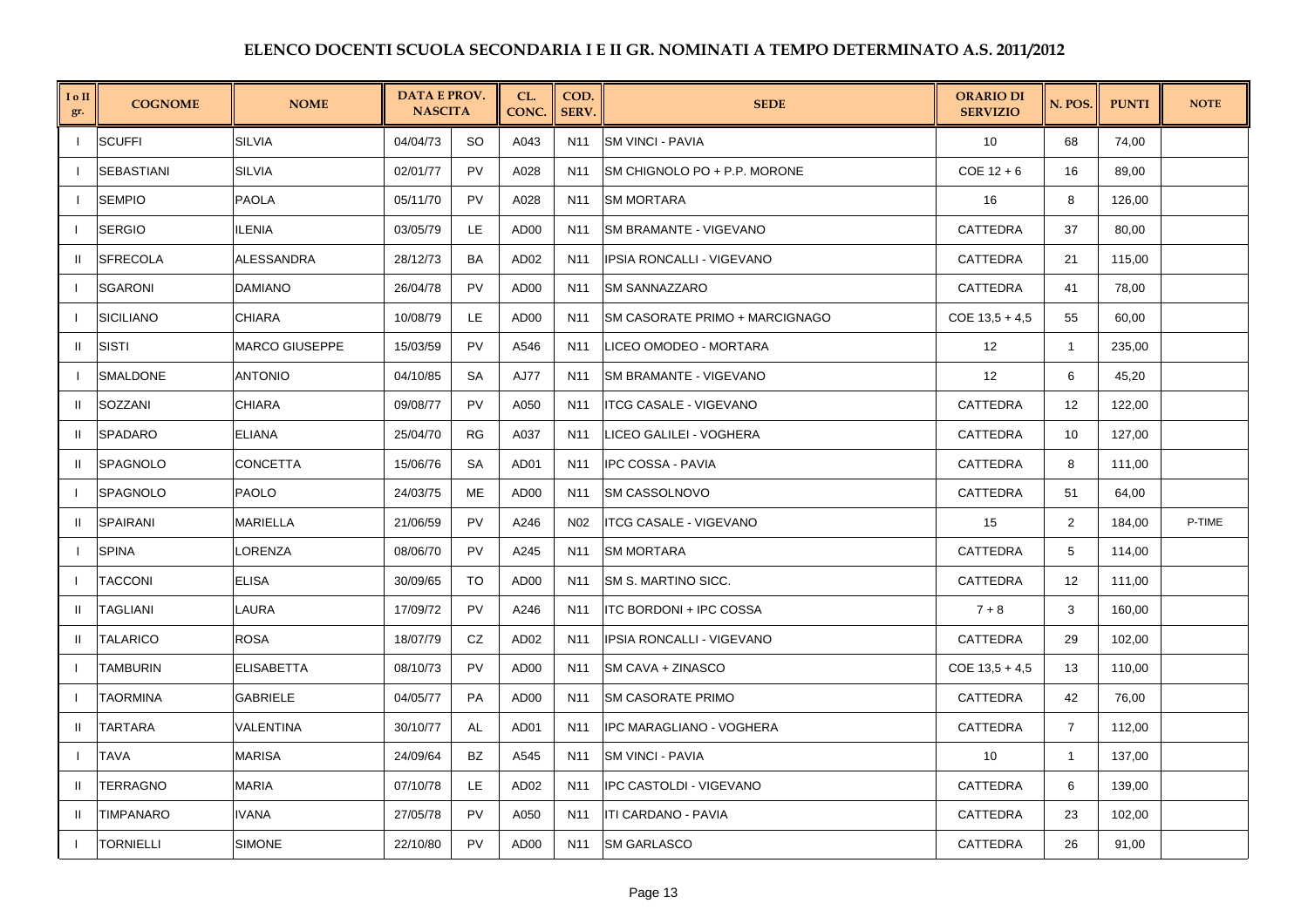## ELENCO DOCENTI SCUOLA SECONDARIA I E II GR. NOMINATI A TEMPO DETERMINATO A.S. 2011/2012

| I o II gr. | COGNOME | NOME | DATA E PROV. NASCITA | | CL. CONC. | COD. SERV. | SEDE | ORARIO DI SERVIZIO | N. POS. | PUNTI | NOTE |
|---|---|---|---|---|---|---|---|---|---|---|---|
| I | SCUFFI | SILVIA | 04/04/73 | SO | A043 | N11 | SM VINCI - PAVIA | 10 | 68 | 74,00 | |
| I | SEBASTIANI | SILVIA | 02/01/77 | PV | A028 | N11 | SM CHIGNOLO PO + P.P. MORONE | COE 12 + 6 | 16 | 89,00 | |
| I | SEMPIO | PAOLA | 05/11/70 | PV | A028 | N11 | SM MORTARA | 16 | 8 | 126,00 | |
| I | SERGIO | ILENIA | 03/05/79 | LE | AD00 | N11 | SM BRAMANTE - VIGEVANO | CATTEDRA | 37 | 80,00 | |
| II | SFRECOLA | ALESSANDRA | 28/12/73 | BA | AD02 | N11 | IPSIA RONCALLI - VIGEVANO | CATTEDRA | 21 | 115,00 | |
| I | SGARONI | DAMIANO | 26/04/78 | PV | AD00 | N11 | SM SANNAZZARO | CATTEDRA | 41 | 78,00 | |
| I | SICILIANO | CHIARA | 10/08/79 | LE | AD00 | N11 | SM CASORATE PRIMO + MARCIGNAGO | COE 13,5 + 4,5 | 55 | 60,00 | |
| II | SISTI | MARCO GIUSEPPE | 15/03/59 | PV | A546 | N11 | LICEO OMODEO - MORTARA | 12 | 1 | 235,00 | |
| I | SMALDONE | ANTONIO | 04/10/85 | SA | AJ77 | N11 | SM BRAMANTE - VIGEVANO | 12 | 6 | 45,20 | |
| II | SOZZANI | CHIARA | 09/08/77 | PV | A050 | N11 | ITCG CASALE - VIGEVANO | CATTEDRA | 12 | 122,00 | |
| II | SPADARO | ELIANA | 25/04/70 | RG | A037 | N11 | LICEO GALILEI - VOGHERA | CATTEDRA | 10 | 127,00 | |
| II | SPAGNOLO | CONCETTA | 15/06/76 | SA | AD01 | N11 | IPC COSSA - PAVIA | CATTEDRA | 8 | 111,00 | |
| I | SPAGNOLO | PAOLO | 24/03/75 | ME | AD00 | N11 | SM CASSOLNOVO | CATTEDRA | 51 | 64,00 | |
| II | SPAIRANI | MARIELLA | 21/06/59 | PV | A246 | N02 | ITCG CASALE - VIGEVANO | 15 | 2 | 184,00 | P-TIME |
| I | SPINA | LORENZA | 08/06/70 | PV | A245 | N11 | SM MORTARA | CATTEDRA | 5 | 114,00 | |
| I | TACCONI | ELISA | 30/09/65 | TO | AD00 | N11 | SM S. MARTINO SICC. | CATTEDRA | 12 | 111,00 | |
| II | TAGLIANI | LAURA | 17/09/72 | PV | A246 | N11 | ITC BORDONI + IPC COSSA | 7 + 8 | 3 | 160,00 | |
| II | TALARICO | ROSA | 18/07/79 | CZ | AD02 | N11 | IPSIA RONCALLI - VIGEVANO | CATTEDRA | 29 | 102,00 | |
| I | TAMBURIN | ELISABETTA | 08/10/73 | PV | AD00 | N11 | SM CAVA + ZINASCO | COE 13,5 + 4,5 | 13 | 110,00 | |
| I | TAORMINA | GABRIELE | 04/05/77 | PA | AD00 | N11 | SM CASORATE PRIMO | CATTEDRA | 42 | 76,00 | |
| II | TARTARA | VALENTINA | 30/10/77 | AL | AD01 | N11 | IPC MARAGLIANO - VOGHERA | CATTEDRA | 7 | 112,00 | |
| I | TAVA | MARISA | 24/09/64 | BZ | A545 | N11 | SM VINCI - PAVIA | 10 | 1 | 137,00 | |
| II | TERRAGNO | MARIA | 07/10/78 | LE | AD02 | N11 | IPC CASTOLDI - VIGEVANO | CATTEDRA | 6 | 139,00 | |
| II | TIMPANARO | IVANA | 27/05/78 | PV | A050 | N11 | ITI CARDANO - PAVIA | CATTEDRA | 23 | 102,00 | |
| I | TORNIELLI | SIMONE | 22/10/80 | PV | AD00 | N11 | SM GARLASCO | CATTEDRA | 26 | 91,00 | |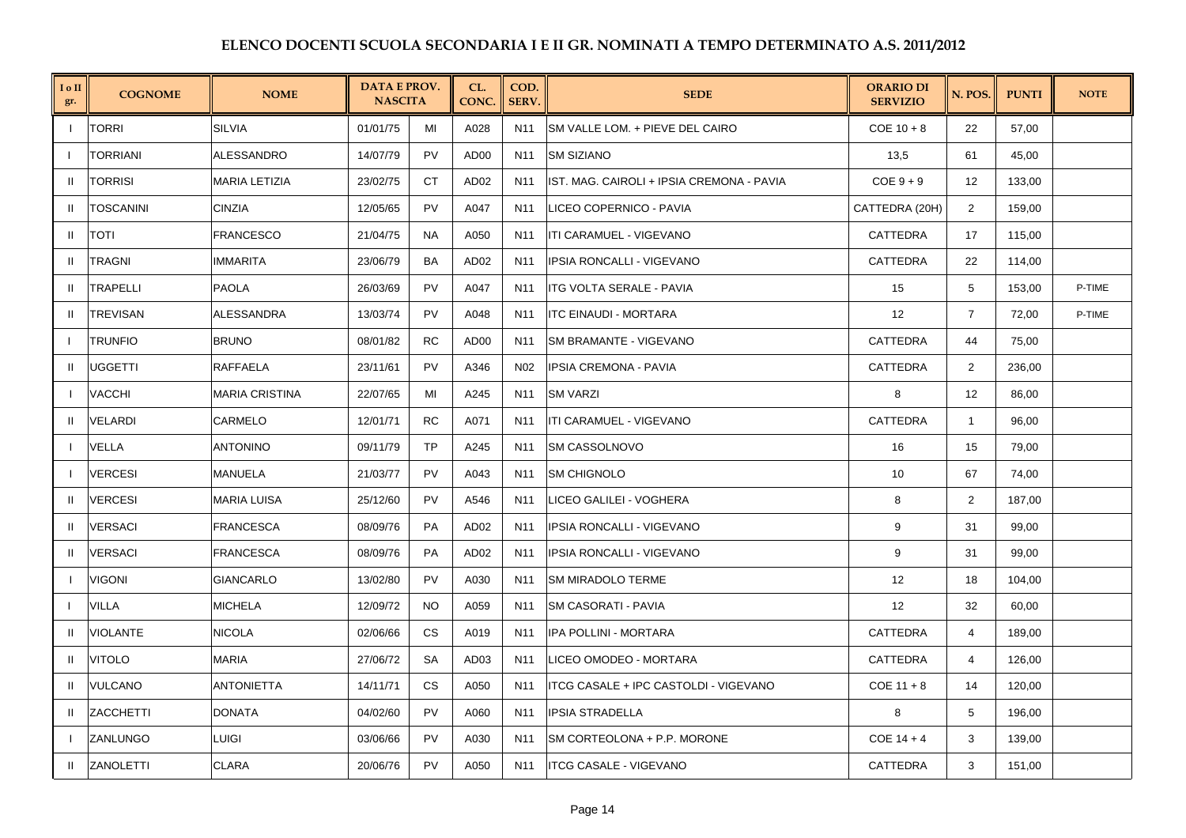## ELENCO DOCENTI SCUOLA SECONDARIA I E II GR. NOMINATI A TEMPO DETERMINATO A.S. 2011/2012

| I o II gr. | COGNOME | NOME | DATA E PROV. NASCITA | | CL. CONC. | COD. SERV. | SEDE | ORARIO DI SERVIZIO | N. POS. | PUNTI | NOTE |
|---|---|---|---|---|---|---|---|---|---|---|---|
| I | TORRI | SILVIA | 01/01/75 | MI | A028 | N11 | SM VALLE LOM. + PIEVE DEL CAIRO | COE 10 + 8 | 22 | 57,00 | |
| I | TORRIANI | ALESSANDRO | 14/07/79 | PV | AD00 | N11 | SM SIZIANO | 13,5 | 61 | 45,00 | |
| II | TORRISI | MARIA LETIZIA | 23/02/75 | CT | AD02 | N11 | IST. MAG. CAIROLI + IPSIA CREMONA - PAVIA | COE 9 + 9 | 12 | 133,00 | |
| II | TOSCANINI | CINZIA | 12/05/65 | PV | A047 | N11 | LICEO COPERNICO - PAVIA | CATTEDRA (20H) | 2 | 159,00 | |
| II | TOTI | FRANCESCO | 21/04/75 | NA | A050 | N11 | ITI CARAMUEL - VIGEVANO | CATTEDRA | 17 | 115,00 | |
| II | TRAGNI | IMMARITA | 23/06/79 | BA | AD02 | N11 | IPSIA RONCALLI - VIGEVANO | CATTEDRA | 22 | 114,00 | |
| II | TRAPELLI | PAOLA | 26/03/69 | PV | A047 | N11 | ITG VOLTA SERALE - PAVIA | 15 | 5 | 153,00 | P-TIME |
| II | TREVISAN | ALESSANDRA | 13/03/74 | PV | A048 | N11 | ITC EINAUDI - MORTARA | 12 | 7 | 72,00 | P-TIME |
| I | TRUNFIO | BRUNO | 08/01/82 | RC | AD00 | N11 | SM BRAMANTE - VIGEVANO | CATTEDRA | 44 | 75,00 | |
| II | UGGETTI | RAFFAELA | 23/11/61 | PV | A346 | N02 | IPSIA CREMONA - PAVIA | CATTEDRA | 2 | 236,00 | |
| I | VACCHI | MARIA CRISTINA | 22/07/65 | MI | A245 | N11 | SM VARZI | 8 | 12 | 86,00 | |
| II | VELARDI | CARMELO | 12/01/71 | RC | A071 | N11 | ITI CARAMUEL - VIGEVANO | CATTEDRA | 1 | 96,00 | |
| I | VELLA | ANTONINO | 09/11/79 | TP | A245 | N11 | SM CASSOLNOVO | 16 | 15 | 79,00 | |
| I | VERCESI | MANUELA | 21/03/77 | PV | A043 | N11 | SM CHIGNOLO | 10 | 67 | 74,00 | |
| II | VERCESI | MARIA LUISA | 25/12/60 | PV | A546 | N11 | LICEO GALILEI - VOGHERA | 8 | 2 | 187,00 | |
| II | VERSACI | FRANCESCA | 08/09/76 | PA | AD02 | N11 | IPSIA RONCALLI - VIGEVANO | 9 | 31 | 99,00 | |
| II | VERSACI | FRANCESCA | 08/09/76 | PA | AD02 | N11 | IPSIA RONCALLI - VIGEVANO | 9 | 31 | 99,00 | |
| I | VIGONI | GIANCARLO | 13/02/80 | PV | A030 | N11 | SM MIRADOLO TERME | 12 | 18 | 104,00 | |
| I | VILLA | MICHELA | 12/09/72 | NO | A059 | N11 | SM CASORATI - PAVIA | 12 | 32 | 60,00 | |
| II | VIOLANTE | NICOLA | 02/06/66 | CS | A019 | N11 | IPA POLLINI - MORTARA | CATTEDRA | 4 | 189,00 | |
| II | VITOLO | MARIA | 27/06/72 | SA | AD03 | N11 | LICEO OMODEO - MORTARA | CATTEDRA | 4 | 126,00 | |
| II | VULCANO | ANTONIETTA | 14/11/71 | CS | A050 | N11 | ITCG CASALE + IPC CASTOLDI - VIGEVANO | COE 11 + 8 | 14 | 120,00 | |
| II | ZACCHETTI | DONATA | 04/02/60 | PV | A060 | N11 | IPSIA STRADELLA | 8 | 5 | 196,00 | |
| I | ZANLUNGO | LUIGI | 03/06/66 | PV | A030 | N11 | SM CORTEOLONA + P.P. MORONE | COE 14 + 4 | 3 | 139,00 | |
| II | ZANOLETTI | CLARA | 20/06/76 | PV | A050 | N11 | ITCG CASALE - VIGEVANO | CATTEDRA | 3 | 151,00 | |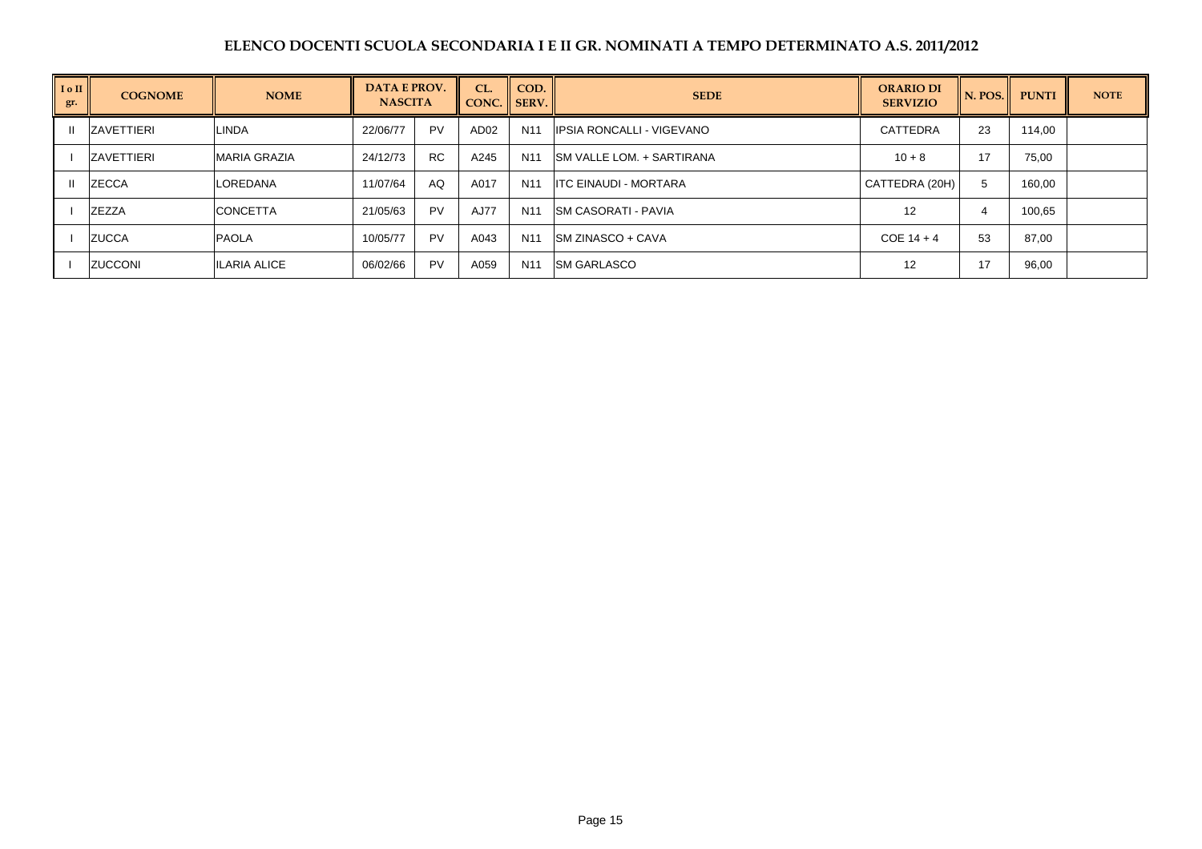# ELENCO DOCENTI SCUOLA SECONDARIA I E II GR. NOMINATI A TEMPO DETERMINATO A.S. 2011/2012

| I o II gr. | COGNOME | NOME | DATA E PROV. NASCITA | | CL. CONC. | COD. SERV. | SEDE | ORARIO DI SERVIZIO | N. POS. | PUNTI | NOTE |
|---|---|---|---|---|---|---|---|---|---|---|---|
| II | ZAVETTIERI | LINDA | 22/06/77 | PV | AD02 | N11 | IPSIA RONCALLI - VIGEVANO | CATTEDRA | 23 | 114,00 | |
| I | ZAVETTIERI | MARIA GRAZIA | 24/12/73 | RC | A245 | N11 | SM VALLE LOM. + SARTIRANA | 10 + 8 | 17 | 75,00 | |
| II | ZECCA | LOREDANA | 11/07/64 | AQ | A017 | N11 | ITC EINAUDI - MORTARA | CATTEDRA (20H) | 5 | 160,00 | |
| I | ZEZZA | CONCETTA | 21/05/63 | PV | AJ77 | N11 | SM CASORATI - PAVIA | 12 | 4 | 100,65 | |
| I | ZUCCA | PAOLA | 10/05/77 | PV | A043 | N11 | SM ZINASCO + CAVA | COE 14 + 4 | 53 | 87,00 | |
| I | ZUCCONI | ILARIA ALICE | 06/02/66 | PV | A059 | N11 | SM GARLASCO | 12 | 17 | 96,00 | |